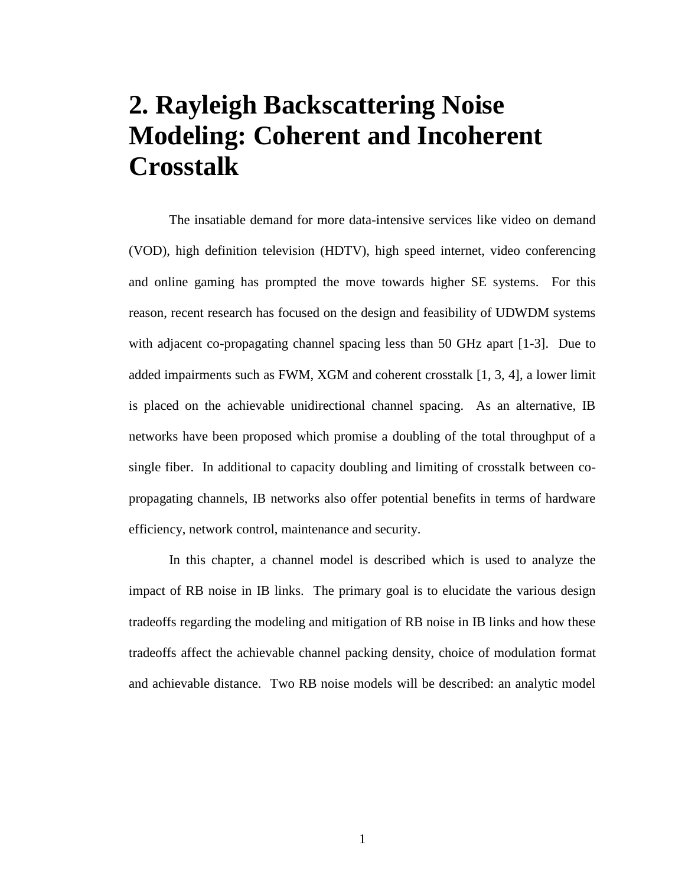# 2. Rayleigh Backscattering Noise Modeling: Coherent and Incoherent Crosstalk

The insatiable demand for more data-intensive services like video on demand (VOD), high definition television (HDTV), high speed internet, video conferencing and online gaming has prompted the move towards higher SE systems. For this reason, recent research has focused on the design and feasibility of UDWDM systems with adjacent co-propagating channel spacing less than 50 GHz apart [1-3]. Due to added impairments such as FWM, XGM and coherent crosstalk [1, 3, 4], a lower limit is placed on the achievable unidirectional channel spacing. As an alternative, IB networks have been proposed which promise a doubling of the total throughput of a single fiber. In additional to capacity doubling and limiting of crosstalk between co-propagating channels, IB networks also offer potential benefits in terms of hardware efficiency, network control, maintenance and security.

In this chapter, a channel model is described which is used to analyze the impact of RB noise in IB links. The primary goal is to elucidate the various design tradeoffs regarding the modeling and mitigation of RB noise in IB links and how these tradeoffs affect the achievable channel packing density, choice of modulation format and achievable distance. Two RB noise models will be described: an analytic model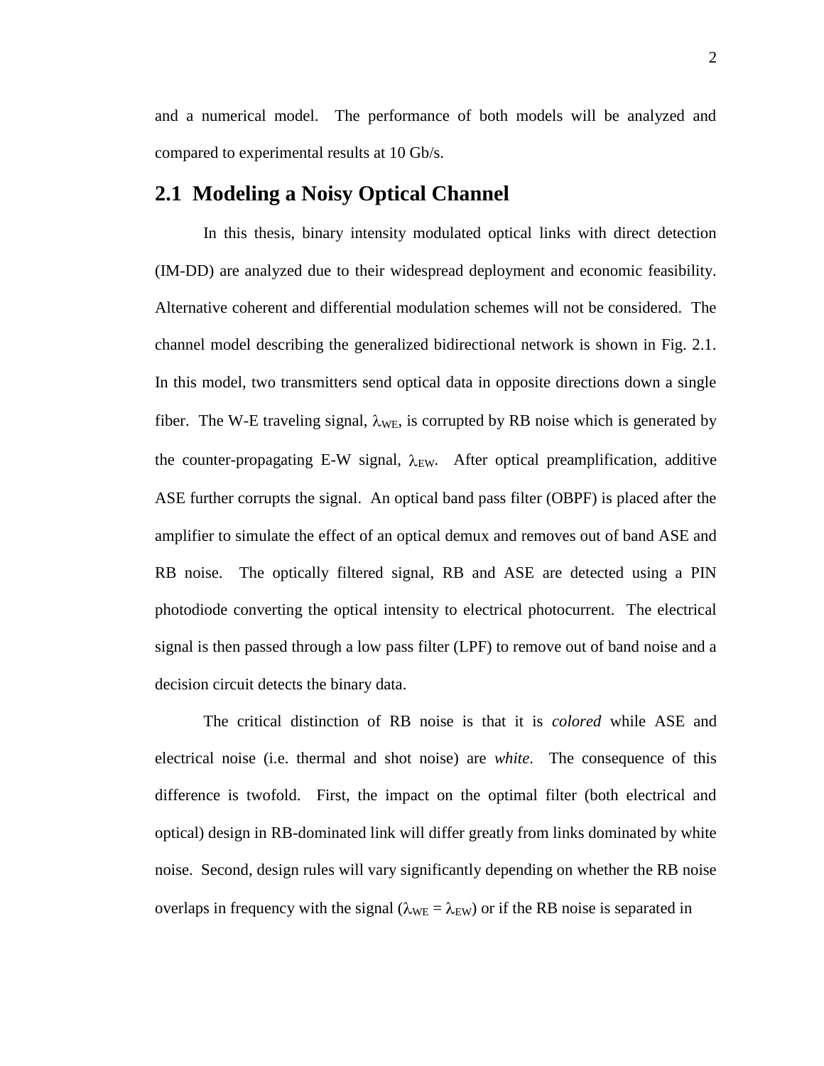and a numerical model. The performance of both models will be analyzed and compared to experimental results at 10 Gb/s.

## 2.1 Modeling a Noisy Optical Channel

In this thesis, binary intensity modulated optical links with direct detection (IM-DD) are analyzed due to their widespread deployment and economic feasibility. Alternative coherent and differential modulation schemes will not be considered. The channel model describing the generalized bidirectional network is shown in Fig. 2.1. In this model, two transmitters send optical data in opposite directions down a single fiber. The W-E traveling signal, $\lambda_{WE}$, is corrupted by RB noise which is generated by the counter-propagating E-W signal, $\lambda_{EW}$. After optical preamplification, additive ASE further corrupts the signal. An optical band pass filter (OBPF) is placed after the amplifier to simulate the effect of an optical demux and removes out of band ASE and RB noise. The optically filtered signal, RB and ASE are detected using a PIN photodiode converting the optical intensity to electrical photocurrent. The electrical signal is then passed through a low pass filter (LPF) to remove out of band noise and a decision circuit detects the binary data.

The critical distinction of RB noise is that it is *colored* while ASE and electrical noise (i.e. thermal and shot noise) are *white*. The consequence of this difference is twofold. First, the impact on the optimal filter (both electrical and optical) design in RB-dominated link will differ greatly from links dominated by white noise. Second, design rules will vary significantly depending on whether the RB noise overlaps in frequency with the signal ($\lambda_{WE} = \lambda_{EW}$) or if the RB noise is separated in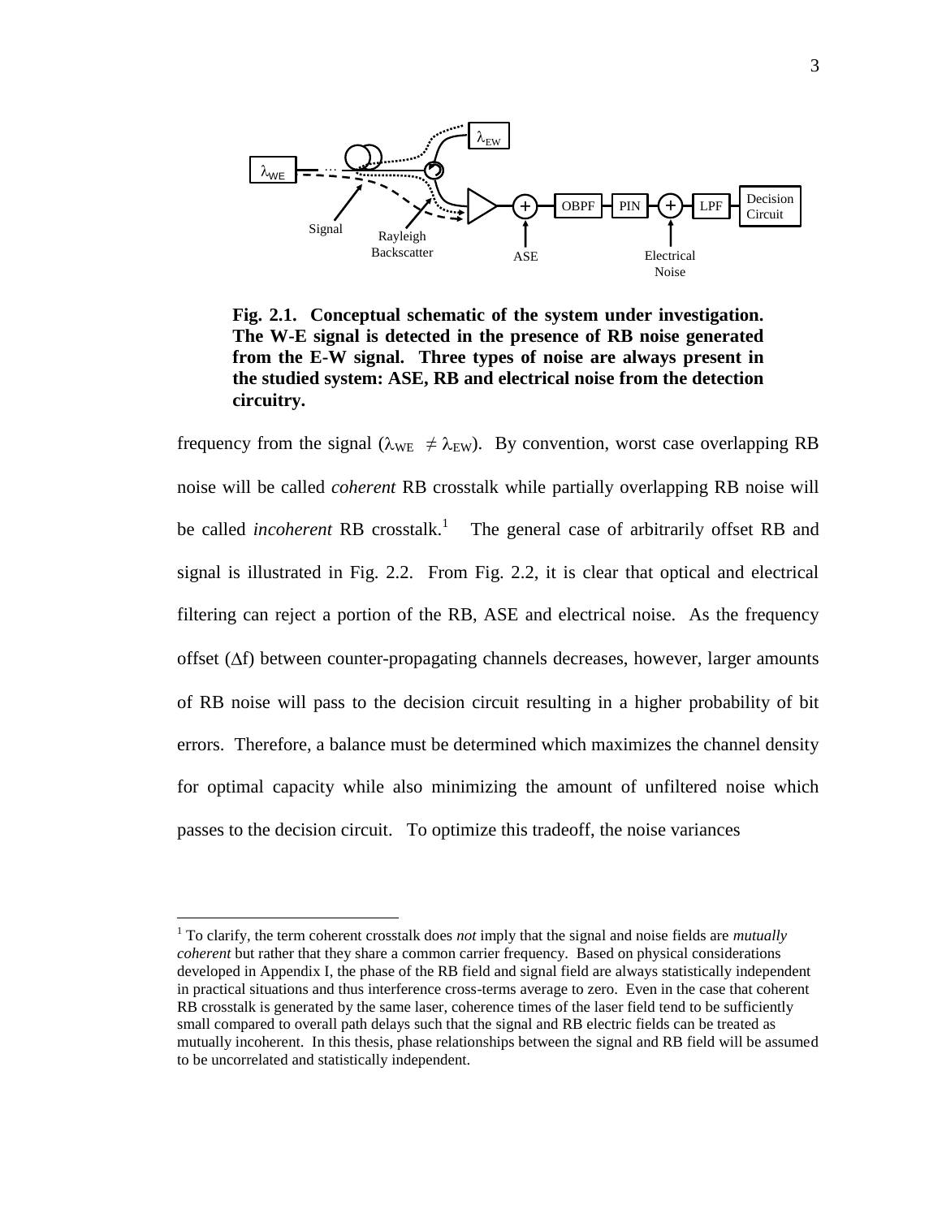**Fig. 2.1. Conceptual schematic of the system under investigation. The W-E signal is detected in the presence of RB noise generated from the E-W signal. Three types of noise are always present in the studied system: ASE, RB and electrical noise from the detection circuitry.**

frequency from the signal ($\lambda_{WE} \neq \lambda_{EW}$). By convention, worst case overlapping RB noise will be called *coherent* RB crosstalk while partially overlapping RB noise will be called *incoherent* RB crosstalk.[1] The general case of arbitrarily offset RB and signal is illustrated in Fig. 2.2. From Fig. 2.2, it is clear that optical and electrical filtering can reject a portion of the RB, ASE and electrical noise. As the frequency offset ($\Delta f$) between counter-propagating channels decreases, however, larger amounts of RB noise will pass to the decision circuit resulting in a higher probability of bit errors. Therefore, a balance must be determined which maximizes the channel density for optimal capacity while also minimizing the amount of unfiltered noise which passes to the decision circuit. To optimize this tradeoff, the noise variances

[1] To clarify, the term coherent crosstalk does *not* imply that the signal and noise fields are *mutually coherent* but rather that they share a common carrier frequency. Based on physical considerations developed in Appendix I, the phase of the RB field and signal field are always statistically independent in practical situations and thus interference cross-terms average to zero. Even in the case that coherent RB crosstalk is generated by the same laser, coherence times of the laser field tend to be sufficiently small compared to overall path delays such that the signal and RB electric fields can be treated as mutually incoherent. In this thesis, phase relationships between the signal and RB field will be assumed to be uncorrelated and statistically independent.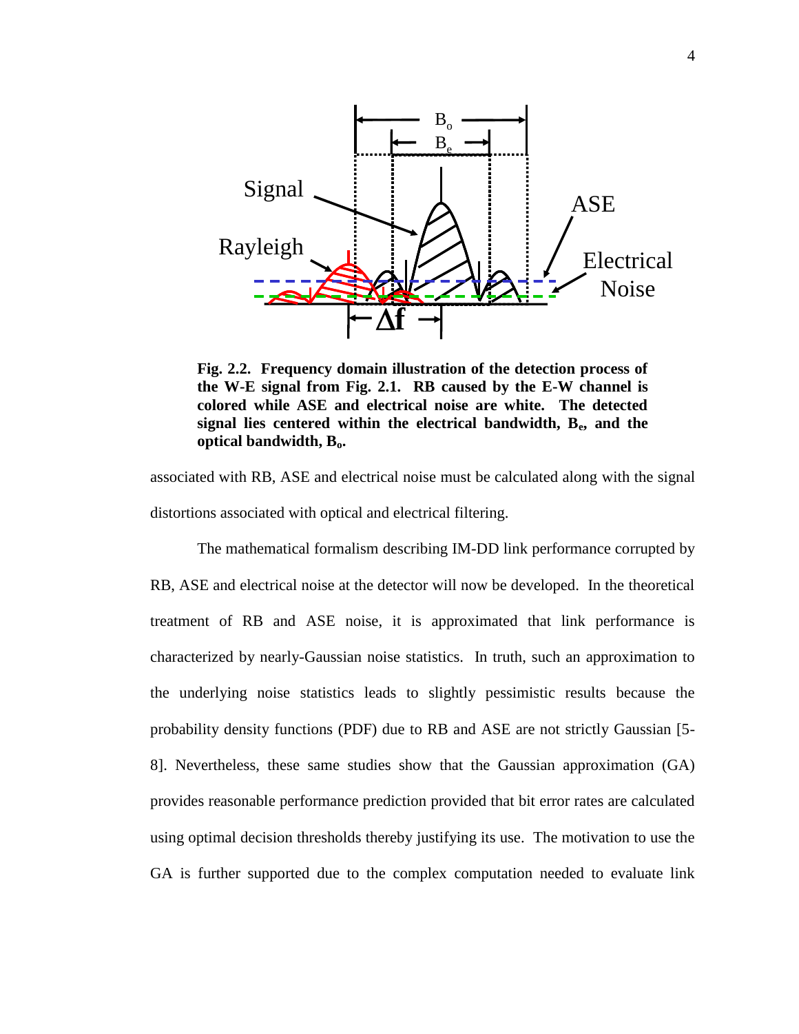**Fig. 2.2. Frequency domain illustration of the detection process of the W-E signal from Fig. 2.1. RB caused by the E-W channel is colored while ASE and electrical noise are white. The detected signal lies centered within the electrical bandwidth, $B_e$, and the optical bandwidth, $B_o$.**

associated with RB, ASE and electrical noise must be calculated along with the signal distortions associated with optical and electrical filtering.

The mathematical formalism describing IM-DD link performance corrupted by RB, ASE and electrical noise at the detector will now be developed. In the theoretical treatment of RB and ASE noise, it is approximated that link performance is characterized by nearly-Gaussian noise statistics. In truth, such an approximation to the underlying noise statistics leads to slightly pessimistic results because the probability density functions (PDF) due to RB and ASE are not strictly Gaussian [5-8]. Nevertheless, these same studies show that the Gaussian approximation (GA) provides reasonable performance prediction provided that bit error rates are calculated using optimal decision thresholds thereby justifying its use. The motivation to use the GA is further supported due to the complex computation needed to evaluate link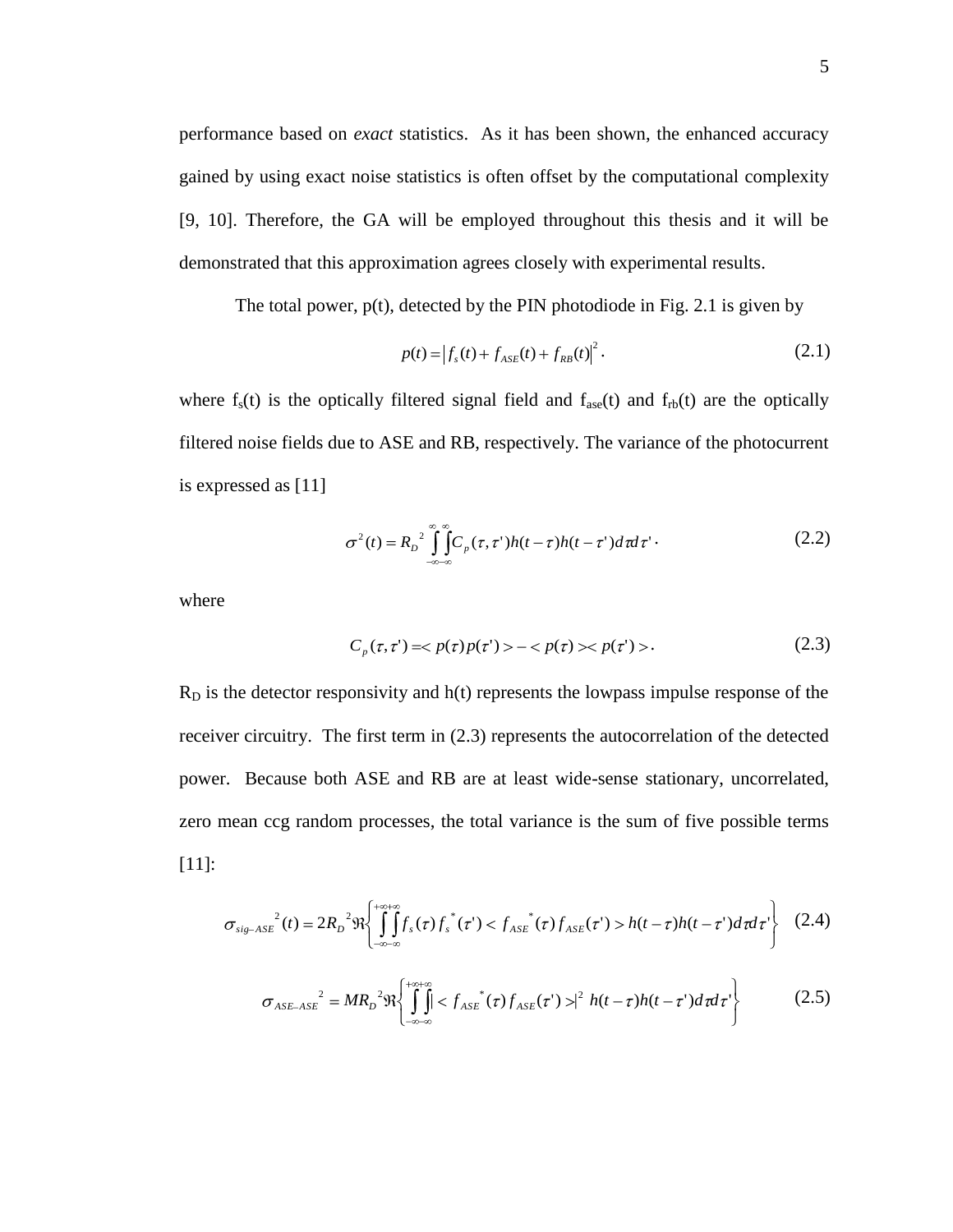performance based on *exact* statistics. As it has been shown, the enhanced accuracy gained by using exact noise statistics is often offset by the computational complexity [9, 10]. Therefore, the GA will be employed throughout this thesis and it will be demonstrated that this approximation agrees closely with experimental results.

The total power, p(t), detected by the PIN photodiode in Fig. 2.1 is given by

$$p(t) = \left| f_s(t) + f_{ASE}(t) + f_{RB}(t) \right|^2 . \tag{2.1}$$

where $f_s(t)$ is the optically filtered signal field and $f_{ase}(t)$ and $f_{rb}(t)$ are the optically filtered noise fields due to ASE and RB, respectively. The variance of the photocurrent is expressed as [11]

$$\sigma^2(t) = R_D^{\,2} \int_{-\infty}^{\infty}\int_{-\infty}^{\infty} C_p(\tau,\tau')h(t-\tau)h(t-\tau')d\tau d\tau' . \tag{2.2}$$

where

$$C_p(\tau,\tau') = < p(\tau)p(\tau') > - < p(\tau) >< p(\tau') > . \tag{2.3}$$

$R_D$ is the detector responsivity and h(t) represents the lowpass impulse response of the receiver circuitry. The first term in (2.3) represents the autocorrelation of the detected power. Because both ASE and RB are at least wide-sense stationary, uncorrelated, zero mean ccg random processes, the total variance is the sum of five possible terms [11]:

$$\sigma_{sig-ASE}^{\;\;2}(t) = 2R_D^{\,2}\Re\left\{ \int_{-\infty}^{+\infty}\int_{-\infty}^{+\infty} f_s(\tau) f_s^{\,*}(\tau') < f_{ASE}^{\;\;*}(\tau) f_{ASE}(\tau') > h(t-\tau)h(t-\tau')d\tau d\tau' \right\} \tag{2.4}$$

$$\sigma_{ASE-ASE}^{\;\;2} = MR_D^{\,2}\Re\left\{ \int_{-\infty}^{+\infty}\int_{-\infty}^{+\infty} \left| < f_{ASE}^{\;\;*}(\tau) f_{ASE}(\tau') > \right|^2 h(t-\tau)h(t-\tau')d\tau d\tau' \right\} \tag{2.5}$$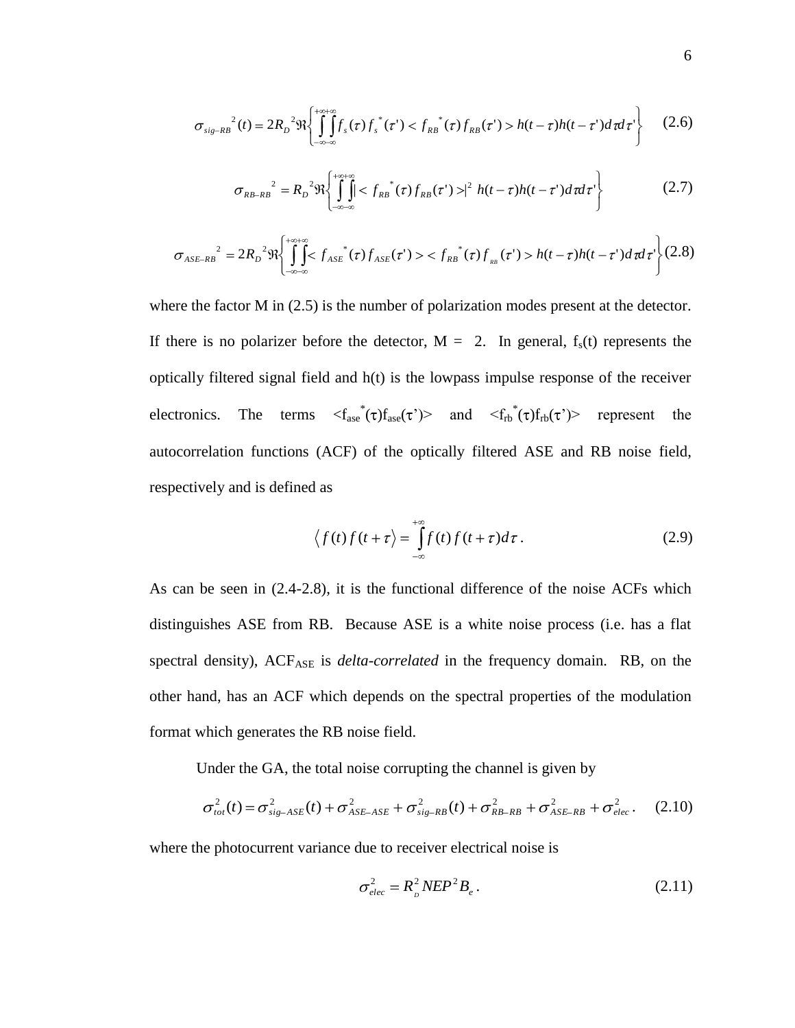$$\sigma_{sig-RB}{}^2(t) = 2R_D{}^2\Re\left\{\int_{-\infty}^{+\infty}\int_{-\infty}^{+\infty} f_s(\tau) f_s{}^*(\tau') < f_{RB}{}^*(\tau) f_{RB}(\tau') > h(t-\tau)h(t-\tau')d\tau d\tau'\right\} \quad (2.6)$$

$$\sigma_{RB-RB}{}^2 = R_D{}^2\Re\left\{\int_{-\infty}^{+\infty}\int_{-\infty}^{+\infty} |< f_{RB}{}^*(\tau) f_{RB}(\tau') >|^2 \, h(t-\tau)h(t-\tau')d\tau d\tau'\right\} \quad (2.7)$$

$$\sigma_{ASE-RB}{}^2 = 2R_D{}^2\Re\left\{\int_{-\infty}^{+\infty}\int_{-\infty}^{+\infty} < f_{ASE}{}^*(\tau) f_{ASE}(\tau') > < f_{RB}{}^*(\tau) f_{RB}(\tau') > h(t-\tau)h(t-\tau')d\tau d\tau'\right\} \quad (2.8)$$

where the factor M in (2.5) is the number of polarization modes present at the detector. If there is no polarizer before the detector, M = 2. In general, $f_s(t)$ represents the optically filtered signal field and h(t) is the lowpass impulse response of the receiver electronics. The terms $<f_{ase}{}^*(\tau)f_{ase}(\tau')>$ and $<f_{rb}{}^*(\tau)f_{rb}(\tau')>$ represent the autocorrelation functions (ACF) of the optically filtered ASE and RB noise field, respectively and is defined as

$$\left\langle f(t) f(t+\tau) \right\rangle = \int_{-\infty}^{+\infty} f(t) f(t+\tau) d\tau . \quad (2.9)$$

As can be seen in (2.4-2.8), it is the functional difference of the noise ACFs which distinguishes ASE from RB. Because ASE is a white noise process (i.e. has a flat spectral density), $ACF_{ASE}$ is *delta-correlated* in the frequency domain. RB, on the other hand, has an ACF which depends on the spectral properties of the modulation format which generates the RB noise field.

Under the GA, the total noise corrupting the channel is given by

$$\sigma_{tot}^2(t) = \sigma_{sig-ASE}^2(t) + \sigma_{ASE-ASE}^2 + \sigma_{sig-RB}^2(t) + \sigma_{RB-RB}^2 + \sigma_{ASE-RB}^2 + \sigma_{elec}^2 . \quad (2.10)$$

where the photocurrent variance due to receiver electrical noise is

$$\sigma_{elec}^2 = R_D^2 NEP^2 B_e . \quad (2.11)$$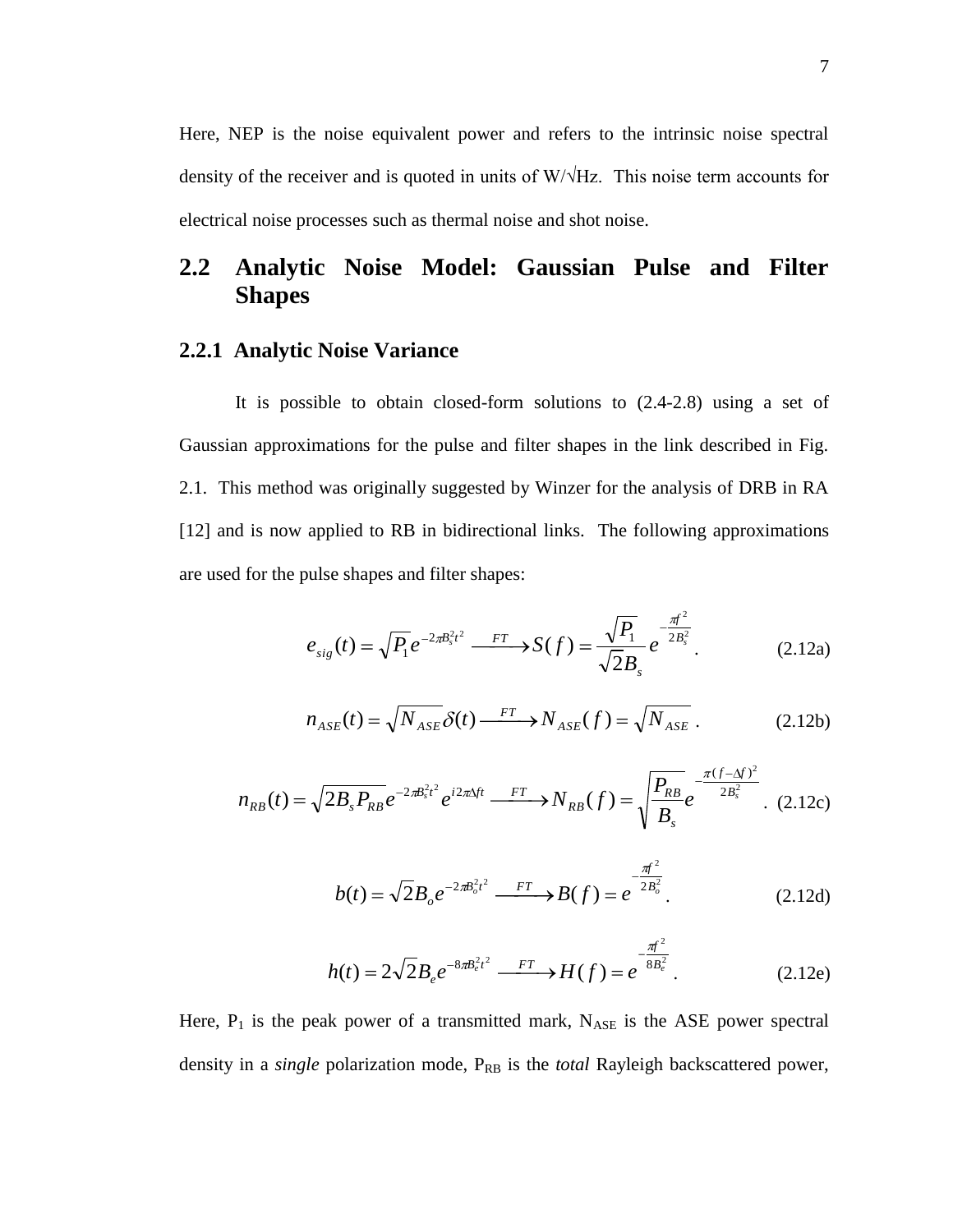Here, NEP is the noise equivalent power and refers to the intrinsic noise spectral density of the receiver and is quoted in units of W/√Hz. This noise term accounts for electrical noise processes such as thermal noise and shot noise.

## 2.2 Analytic Noise Model: Gaussian Pulse and Filter Shapes

### 2.2.1 Analytic Noise Variance

It is possible to obtain closed-form solutions to (2.4-2.8) using a set of Gaussian approximations for the pulse and filter shapes in the link described in Fig. 2.1. This method was originally suggested by Winzer for the analysis of DRB in RA [12] and is now applied to RB in bidirectional links. The following approximations are used for the pulse shapes and filter shapes:

$$e_{sig}(t) = \sqrt{P_1} e^{-2\pi B_s^2 t^2} \xrightarrow{FT} S(f) = \frac{\sqrt{P_1}}{\sqrt{2} B_s} e^{-\frac{\pi f^2}{2B_s^2}}. \tag{2.12a}$$

$$n_{ASE}(t) = \sqrt{N_{ASE}}\,\delta(t) \xrightarrow{FT} N_{ASE}(f) = \sqrt{N_{ASE}}. \tag{2.12b}$$

$$n_{RB}(t) = \sqrt{2B_s P_{RB}} e^{-2\pi B_s^2 t^2} e^{i2\pi \Delta f t} \xrightarrow{FT} N_{RB}(f) = \sqrt{\frac{P_{RB}}{B_s}} e^{-\frac{\pi (f-\Delta f)^2}{2B_s^2}}. \tag{2.12c}$$

$$b(t) = \sqrt{2} B_o e^{-2\pi B_o^2 t^2} \xrightarrow{FT} B(f) = e^{-\frac{\pi f^2}{2B_o^2}}. \tag{2.12d}$$

$$h(t) = 2\sqrt{2} B_e e^{-8\pi B_e^2 t^2} \xrightarrow{FT} H(f) = e^{-\frac{\pi f^2}{8B_e^2}}. \tag{2.12e}$$

Here, $P_1$ is the peak power of a transmitted mark, $N_{ASE}$ is the ASE power spectral density in a *single* polarization mode, $P_{RB}$ is the *total* Rayleigh backscattered power,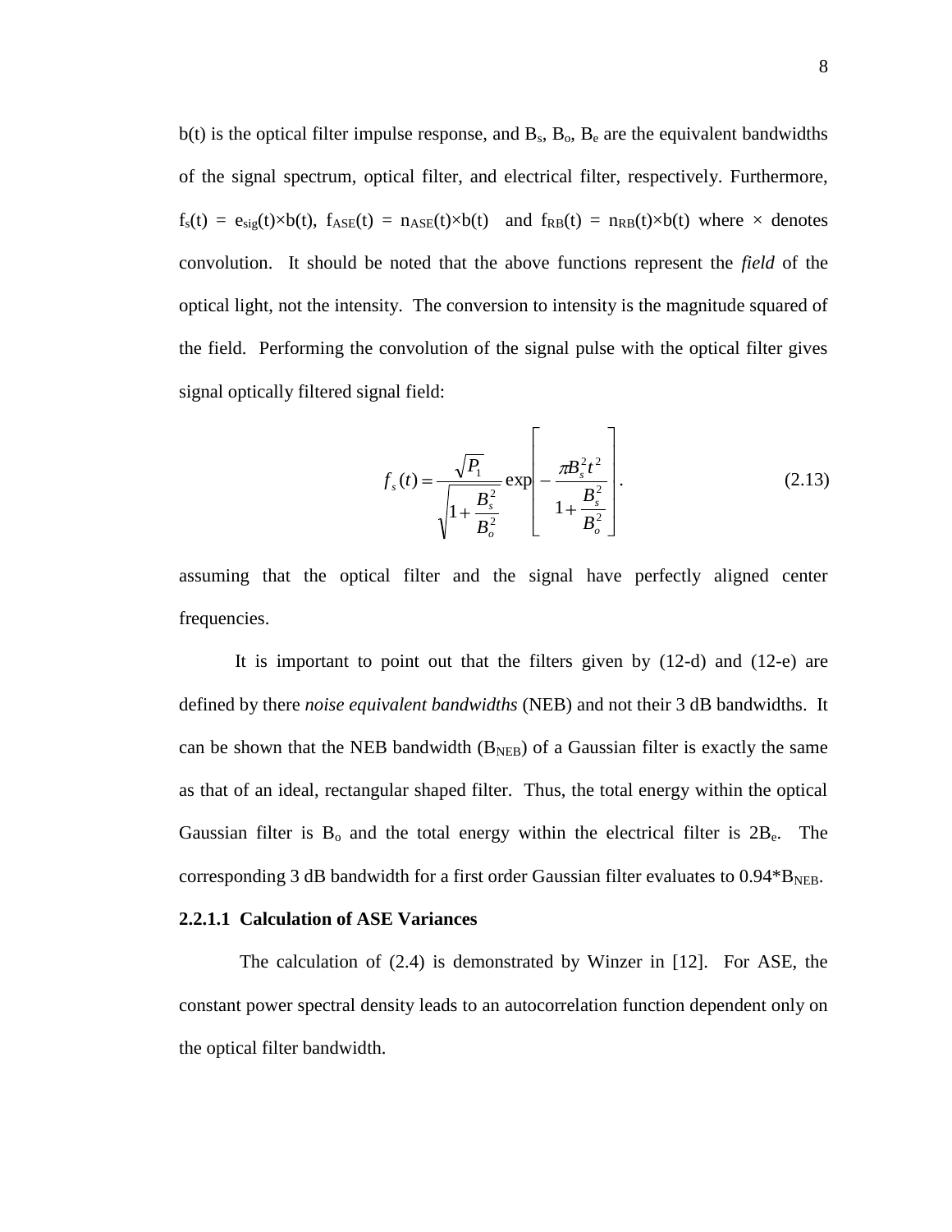$b(t)$ is the optical filter impulse response, and $B_s$, $B_o$, $B_e$ are the equivalent bandwidths of the signal spectrum, optical filter, and electrical filter, respectively. Furthermore, $f_s(t) = e_{sig}(t) \times b(t)$, $f_{ASE}(t) = n_{ASE}(t) \times b(t)$ and $f_{RB}(t) = n_{RB}(t) \times b(t)$ where × denotes convolution. It should be noted that the above functions represent the *field* of the optical light, not the intensity. The conversion to intensity is the magnitude squared of the field. Performing the convolution of the signal pulse with the optical filter gives signal optically filtered signal field:

$$f_s(t) = \frac{\sqrt{P_1}}{\sqrt{1 + \frac{B_s^2}{B_o^2}}} \exp\left[ -\frac{\pi B_s^2 t^2}{1 + \frac{B_s^2}{B_o^2}} \right]. \tag{2.13}$$

assuming that the optical filter and the signal have perfectly aligned center frequencies.

It is important to point out that the filters given by (12-d) and (12-e) are defined by there *noise equivalent bandwidths* (NEB) and not their 3 dB bandwidths. It can be shown that the NEB bandwidth ($B_{NEB}$) of a Gaussian filter is exactly the same as that of an ideal, rectangular shaped filter. Thus, the total energy within the optical Gaussian filter is $B_o$ and the total energy within the electrical filter is $2B_e$. The corresponding 3 dB bandwidth for a first order Gaussian filter evaluates to $0.94 * B_{NEB}$.

#### 2.2.1.1 Calculation of ASE Variances

The calculation of (2.4) is demonstrated by Winzer in [12]. For ASE, the constant power spectral density leads to an autocorrelation function dependent only on the optical filter bandwidth.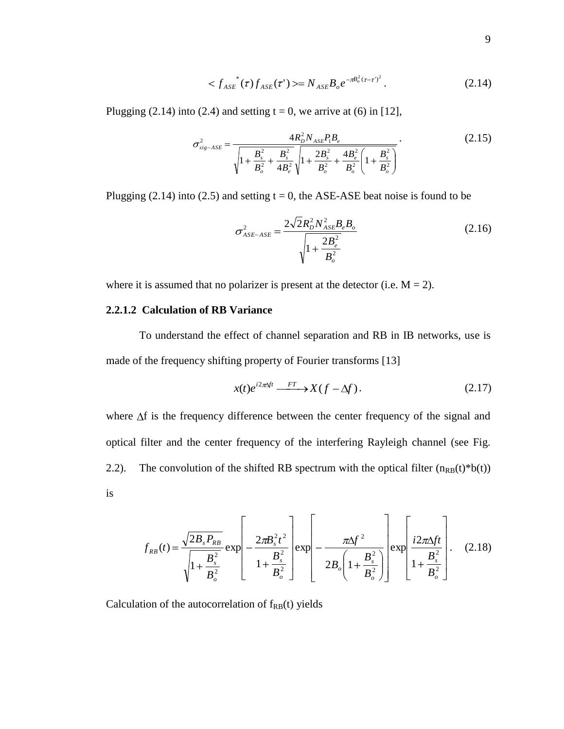$$< f_{ASE}^{*}(\tau) f_{ASE}(\tau') >= N_{ASE} B_o e^{-\pi B_o^2 (\tau-\tau')^2} . \tag{2.14}$$

Plugging (2.14) into (2.4) and setting t = 0, we arrive at (6) in [12],

$$\sigma_{sig-ASE}^2 = \frac{4 R_D^2 N_{ASE} P_1 B_e}{\sqrt{1+\frac{B_s^2}{B_o^2}+\frac{B_s^2}{4B_e^2}}\sqrt{1+\frac{2B_s^2}{B_o^2}+\frac{4B_e^2}{B_o^2}\left(1+\frac{B_s^2}{B_o^2}\right)}} . \tag{2.15}$$

Plugging (2.14) into (2.5) and setting t = 0, the ASE-ASE beat noise is found to be

$$\sigma_{ASE-ASE}^2 = \frac{2\sqrt{2} R_D^2 N_{ASE}^2 B_e B_o}{\sqrt{1+\frac{2B_e^2}{B_o^2}}} \tag{2.16}$$

where it is assumed that no polarizer is present at the detector (i.e. M = 2).

#### 2.2.1.2 Calculation of RB Variance

To understand the effect of channel separation and RB in IB networks, use is made of the frequency shifting property of Fourier transforms [13]

$$x(t) e^{i2\pi\Delta f t} \xrightarrow{FT} X(f-\Delta f) . \tag{2.17}$$

where $\Delta f$ is the frequency difference between the center frequency of the signal and optical filter and the center frequency of the interfering Rayleigh channel (see Fig. 2.2). The convolution of the shifted RB spectrum with the optical filter ($n_{RB}(t)*b(t)$) is

$$f_{RB}(t) = \frac{\sqrt{2B_s P_{RB}}}{\sqrt{1+\frac{B_s^2}{B_o^2}}} \exp\left[-\frac{2\pi B_s^2 t^2}{1+\frac{B_s^2}{B_o^2}}\right] \exp\left[-\frac{\pi \Delta f^2}{2B_o\left(1+\frac{B_s^2}{B_o^2}\right)}\right] \exp\left[\frac{i2\pi\Delta f t}{1+\frac{B_s^2}{B_o^2}}\right] . \tag{2.18}$$

Calculation of the autocorrelation of $f_{RB}(t)$ yields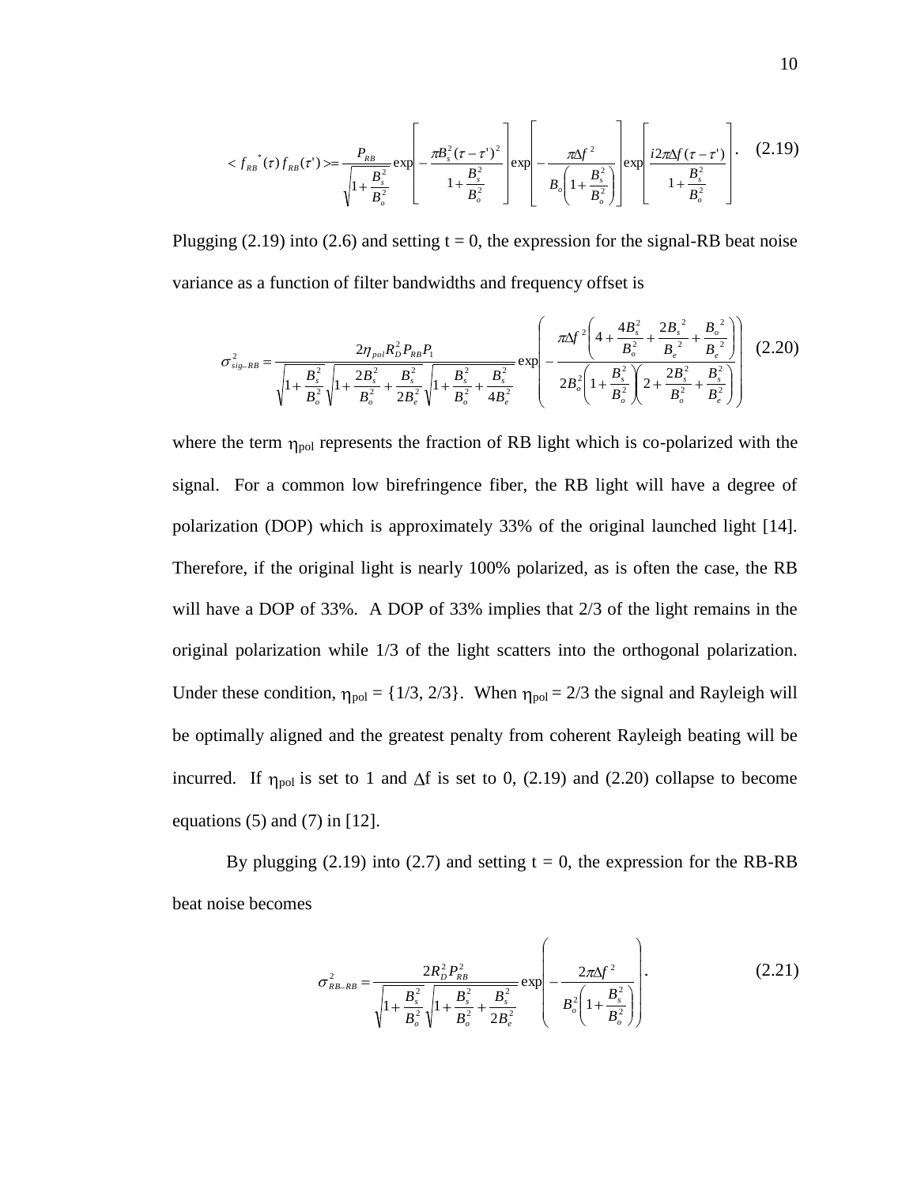$$< f_{RB}^{\ *}(\tau) f_{RB}(\tau') >= \frac{P_{RB}}{\sqrt{1+\frac{B_s^2}{B_o^2}}} \exp\left[ -\frac{\pi B_s^2 (\tau-\tau')^2}{1+\frac{B_s^2}{B_o^2}} \right] \exp\left[ -\frac{\pi \Delta f^2}{B_o\left(1+\frac{B_s^2}{B_o^2}\right)} \right] \exp\left[ \frac{i 2\pi \Delta f (\tau-\tau')}{1+\frac{B_s^2}{B_o^2}} \right]. \quad (2.19)$$

Plugging (2.19) into (2.6) and setting t = 0, the expression for the signal-RB beat noise variance as a function of filter bandwidths and frequency offset is

$$\sigma_{sig-RB}^2 = \frac{2\eta_{pol} R_D^2 P_{RB} P_1}{\sqrt{1+\frac{B_s^2}{B_o^2}} \sqrt{1+\frac{2B_s^2}{B_o^2}+\frac{B_s^2}{2B_e^2}} \sqrt{1+\frac{B_s^2}{B_o^2}+\frac{B_s^2}{4B_e^2}}} \exp\left( -\frac{\pi \Delta f^2 \left(4+\frac{4B_s^2}{B_o^2}+\frac{2B_s^{\ 2}}{B_e^{\ 2}}+\frac{B_o^{\ 2}}{B_e^{\ 2}}\right)}{2B_o^2\left(1+\frac{B_s^2}{B_o^2}\right)\left(2+\frac{2B_s^2}{B_o^2}+\frac{B_s^2}{B_e^2}\right)} \right) \quad (2.20)$$

where the term $\eta_{pol}$ represents the fraction of RB light which is co-polarized with the signal. For a common low birefringence fiber, the RB light will have a degree of polarization (DOP) which is approximately 33% of the original launched light [14]. Therefore, if the original light is nearly 100% polarized, as is often the case, the RB will have a DOP of 33%. A DOP of 33% implies that 2/3 of the light remains in the original polarization while 1/3 of the light scatters into the orthogonal polarization. Under these condition, $\eta_{pol} = \{1/3, 2/3\}$. When $\eta_{pol} = 2/3$ the signal and Rayleigh will be optimally aligned and the greatest penalty from coherent Rayleigh beating will be incurred. If $\eta_{pol}$ is set to 1 and $\Delta f$ is set to 0, (2.19) and (2.20) collapse to become equations (5) and (7) in [12].

By plugging (2.19) into (2.7) and setting t = 0, the expression for the RB-RB beat noise becomes

$$\sigma_{RB-RB}^2 = \frac{2R_D^2 P_{RB}^2}{\sqrt{1+\frac{B_s^2}{B_o^2}} \sqrt{1+\frac{B_s^2}{B_o^2}+\frac{B_s^2}{2B_e^2}}} \exp\left( -\frac{2\pi \Delta f^2}{B_o^2\left(1+\frac{B_s^2}{B_o^2}\right)} \right). \quad (2.21)$$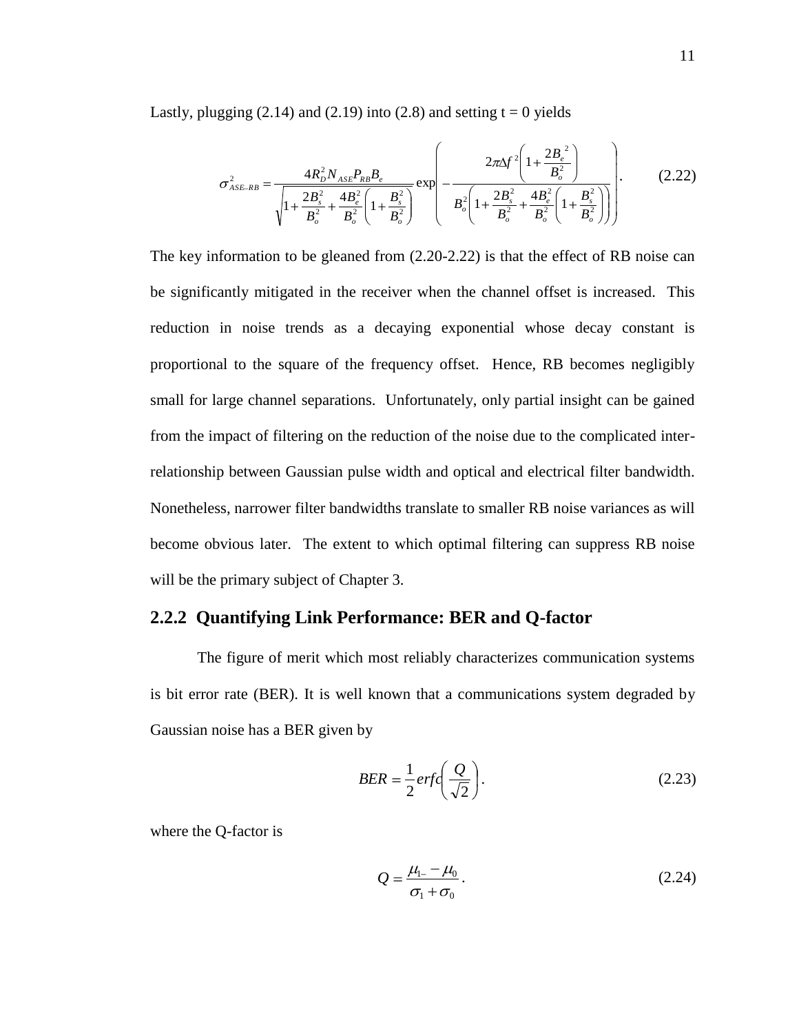Lastly, plugging (2.14) and (2.19) into (2.8) and setting t = 0 yields

$$\sigma_{ASE-RB}^{2}=\frac{4R_D^2 N_{ASE}P_{RB}B_e}{\sqrt{1+\dfrac{2B_s^2}{B_o^2}+\dfrac{4B_e^2}{B_o^2}\left(1+\dfrac{B_s^2}{B_o^2}\right)}}\exp\left(-\frac{2\pi\Delta f^{2}\left(1+\dfrac{2B_e^{2}}{B_o^2}\right)}{B_o^2\left(1+\dfrac{2B_s^2}{B_o^2}+\dfrac{4B_e^2}{B_o^2}\left(1+\dfrac{B_s^2}{B_o^2}\right)\right)}\right). \tag{2.22}$$

The key information to be gleaned from (2.20-2.22) is that the effect of RB noise can be significantly mitigated in the receiver when the channel offset is increased. This reduction in noise trends as a decaying exponential whose decay constant is proportional to the square of the frequency offset. Hence, RB becomes negligibly small for large channel separations. Unfortunately, only partial insight can be gained from the impact of filtering on the reduction of the noise due to the complicated inter-relationship between Gaussian pulse width and optical and electrical filter bandwidth. Nonetheless, narrower filter bandwidths translate to smaller RB noise variances as will become obvious later. The extent to which optimal filtering can suppress RB noise will be the primary subject of Chapter 3.

### 2.2.2 Quantifying Link Performance: BER and Q-factor

The figure of merit which most reliably characterizes communication systems is bit error rate (BER). It is well known that a communications system degraded by Gaussian noise has a BER given by

$$BER=\frac{1}{2}erfc\left(\frac{Q}{\sqrt{2}}\right). \tag{2.23}$$

where the Q-factor is

$$Q=\frac{\mu_{1-}-\mu_0}{\sigma_1+\sigma_0}. \tag{2.24}$$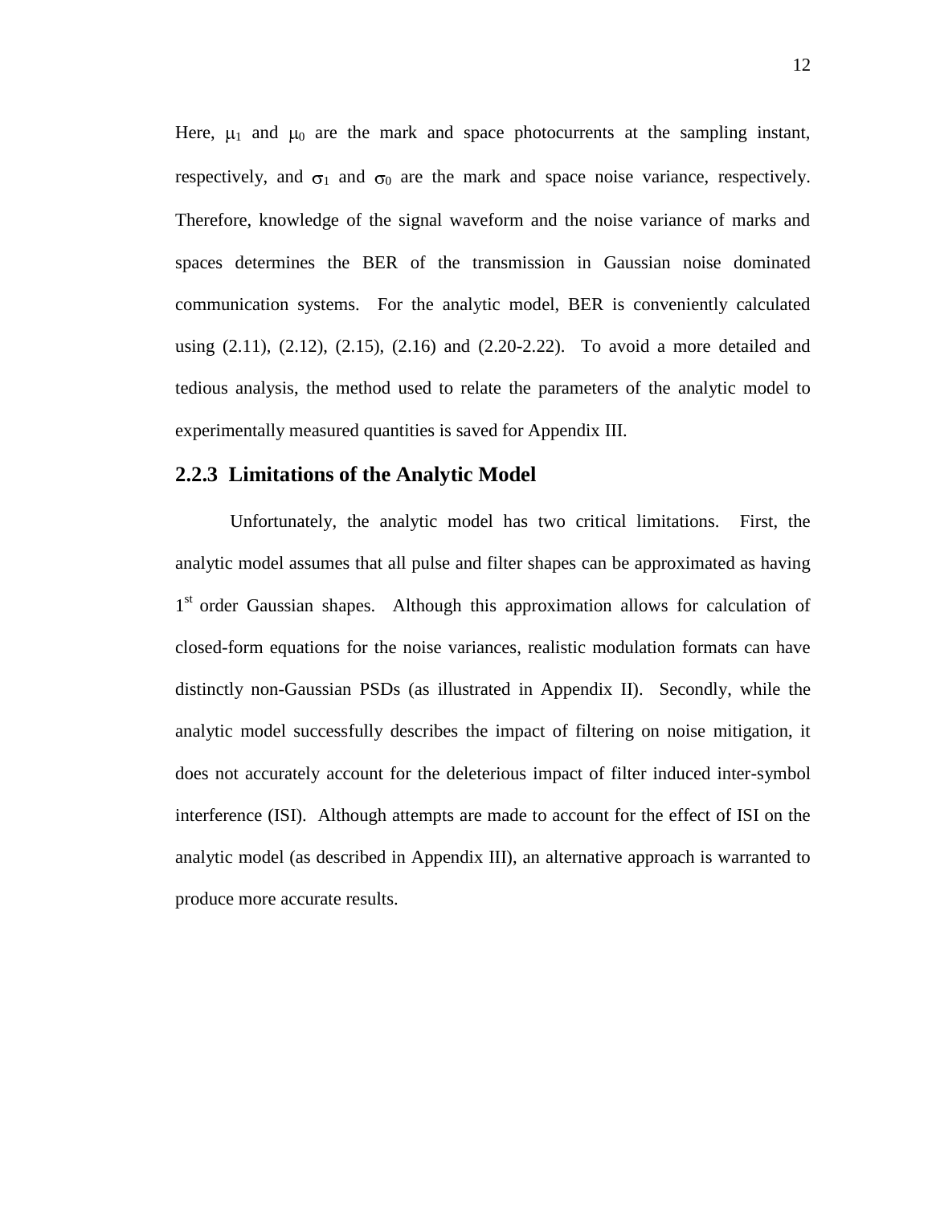Here, $\mu_1$ and $\mu_0$ are the mark and space photocurrents at the sampling instant, respectively, and $\sigma_1$ and $\sigma_0$ are the mark and space noise variance, respectively. Therefore, knowledge of the signal waveform and the noise variance of marks and spaces determines the BER of the transmission in Gaussian noise dominated communication systems. For the analytic model, BER is conveniently calculated using (2.11), (2.12), (2.15), (2.16) and (2.20-2.22). To avoid a more detailed and tedious analysis, the method used to relate the parameters of the analytic model to experimentally measured quantities is saved for Appendix III.

### 2.2.3 Limitations of the Analytic Model

Unfortunately, the analytic model has two critical limitations. First, the analytic model assumes that all pulse and filter shapes can be approximated as having 1st order Gaussian shapes. Although this approximation allows for calculation of closed-form equations for the noise variances, realistic modulation formats can have distinctly non-Gaussian PSDs (as illustrated in Appendix II). Secondly, while the analytic model successfully describes the impact of filtering on noise mitigation, it does not accurately account for the deleterious impact of filter induced inter-symbol interference (ISI). Although attempts are made to account for the effect of ISI on the analytic model (as described in Appendix III), an alternative approach is warranted to produce more accurate results.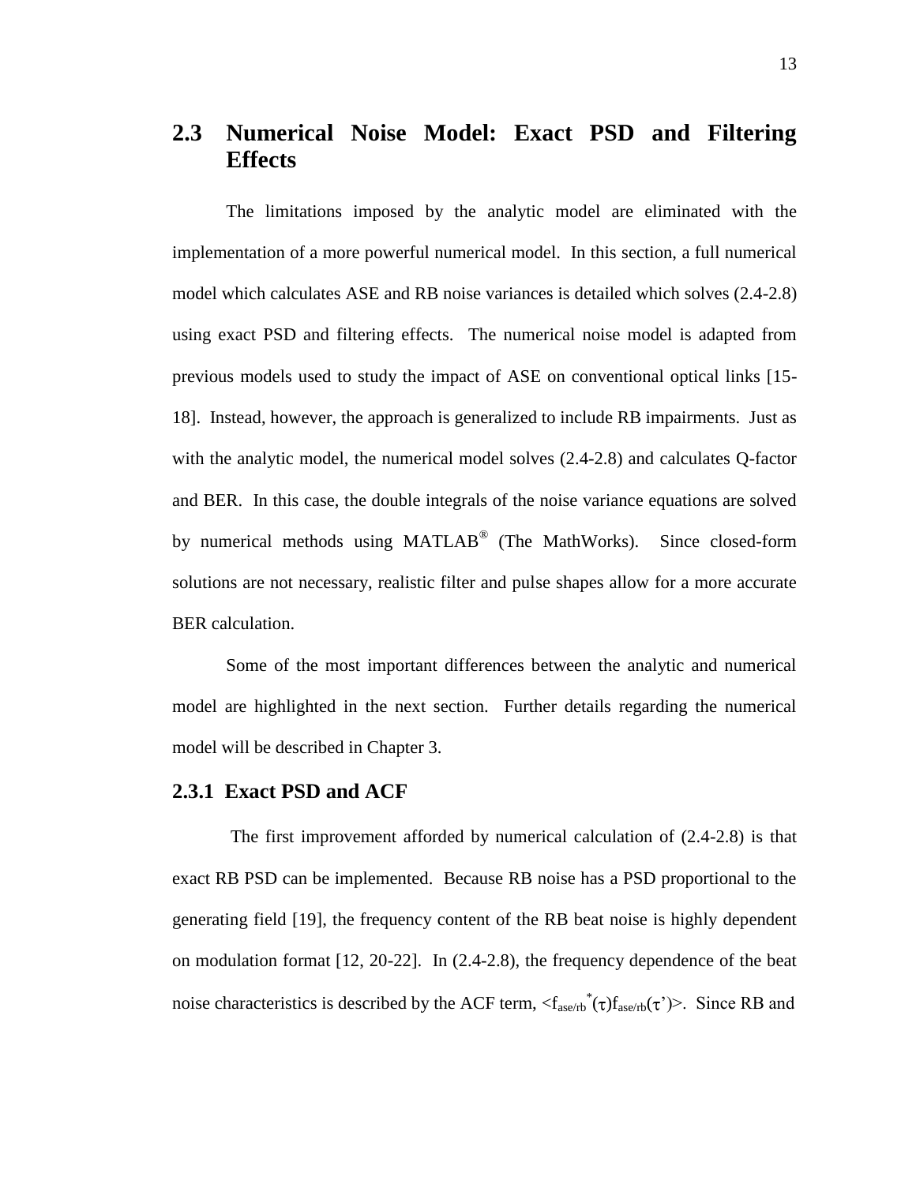## 2.3 Numerical Noise Model: Exact PSD and Filtering Effects

The limitations imposed by the analytic model are eliminated with the implementation of a more powerful numerical model. In this section, a full numerical model which calculates ASE and RB noise variances is detailed which solves (2.4-2.8) using exact PSD and filtering effects. The numerical noise model is adapted from previous models used to study the impact of ASE on conventional optical links [15-18]. Instead, however, the approach is generalized to include RB impairments. Just as with the analytic model, the numerical model solves (2.4-2.8) and calculates Q-factor and BER. In this case, the double integrals of the noise variance equations are solved by numerical methods using MATLAB® (The MathWorks). Since closed-form solutions are not necessary, realistic filter and pulse shapes allow for a more accurate BER calculation.

Some of the most important differences between the analytic and numerical model are highlighted in the next section. Further details regarding the numerical model will be described in Chapter 3.

### 2.3.1 Exact PSD and ACF

The first improvement afforded by numerical calculation of (2.4-2.8) is that exact RB PSD can be implemented. Because RB noise has a PSD proportional to the generating field [19], the frequency content of the RB beat noise is highly dependent on modulation format [12, 20-22]. In (2.4-2.8), the frequency dependence of the beat noise characteristics is described by the ACF term, $\langle f_{ase/rb}^{*}(\tau) f_{ase/rb}(\tau') \rangle$. Since RB and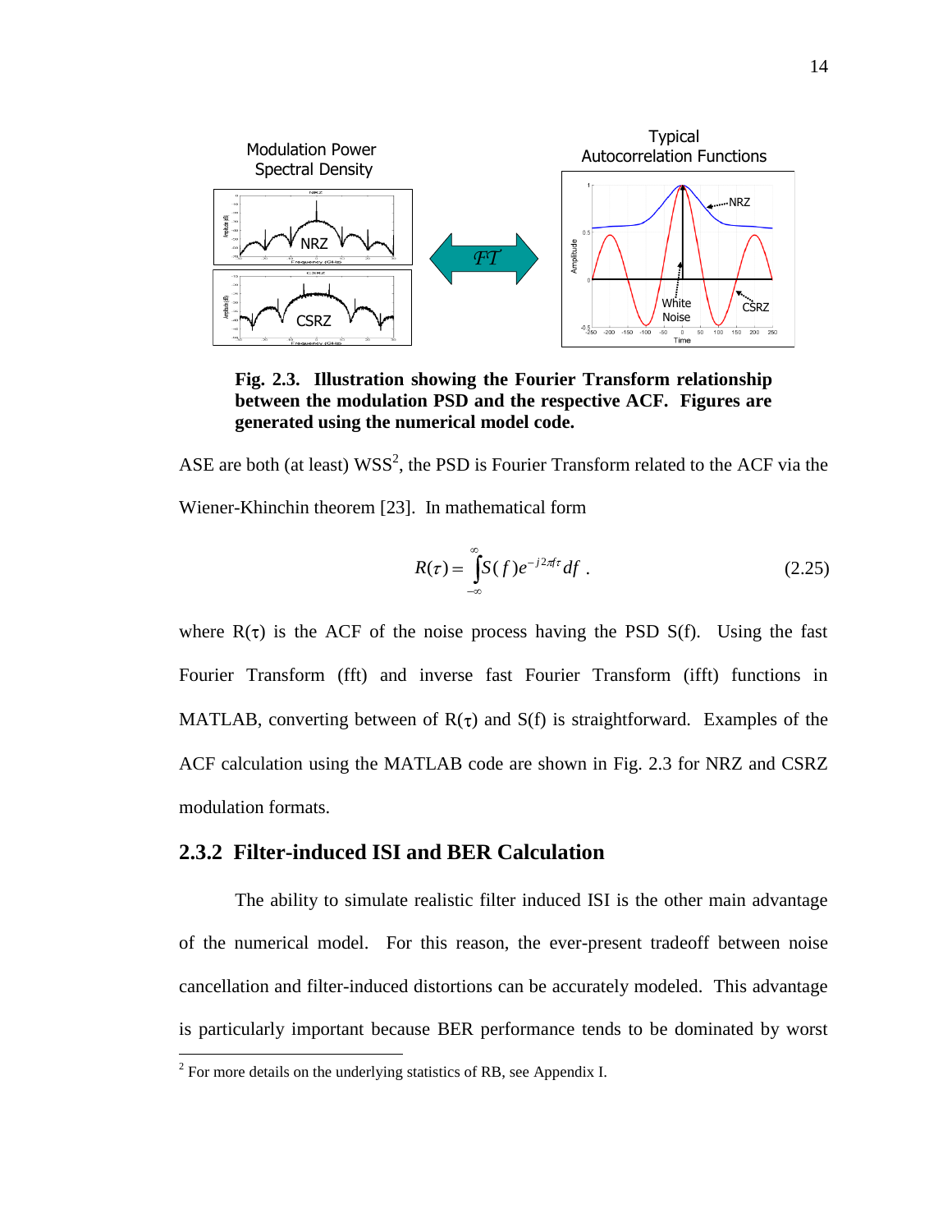Fig. 2.3. **Illustration showing the Fourier Transform relationship between the modulation PSD and the respective ACF. Figures are generated using the numerical model code.**

ASE are both (at least) WSS[2], the PSD is Fourier Transform related to the ACF via the Wiener-Khinchin theorem [23]. In mathematical form

$$R(\tau) = \int_{-\infty}^{\infty} S(f) e^{-j2\pi f\tau} df \; . \tag{2.25}$$

where $R(\tau)$ is the ACF of the noise process having the PSD $S(f)$. Using the fast Fourier Transform (fft) and inverse fast Fourier Transform (ifft) functions in MATLAB, converting between of $R(\tau)$ and $S(f)$ is straightforward. Examples of the ACF calculation using the MATLAB code are shown in Fig. 2.3 for NRZ and CSRZ modulation formats.

## 2.3.2 Filter-induced ISI and BER Calculation

The ability to simulate realistic filter induced ISI is the other main advantage of the numerical model. For this reason, the ever-present tradeoff between noise cancellation and filter-induced distortions can be accurately modeled. This advantage is particularly important because BER performance tends to be dominated by worst

[2] For more details on the underlying statistics of RB, see Appendix I.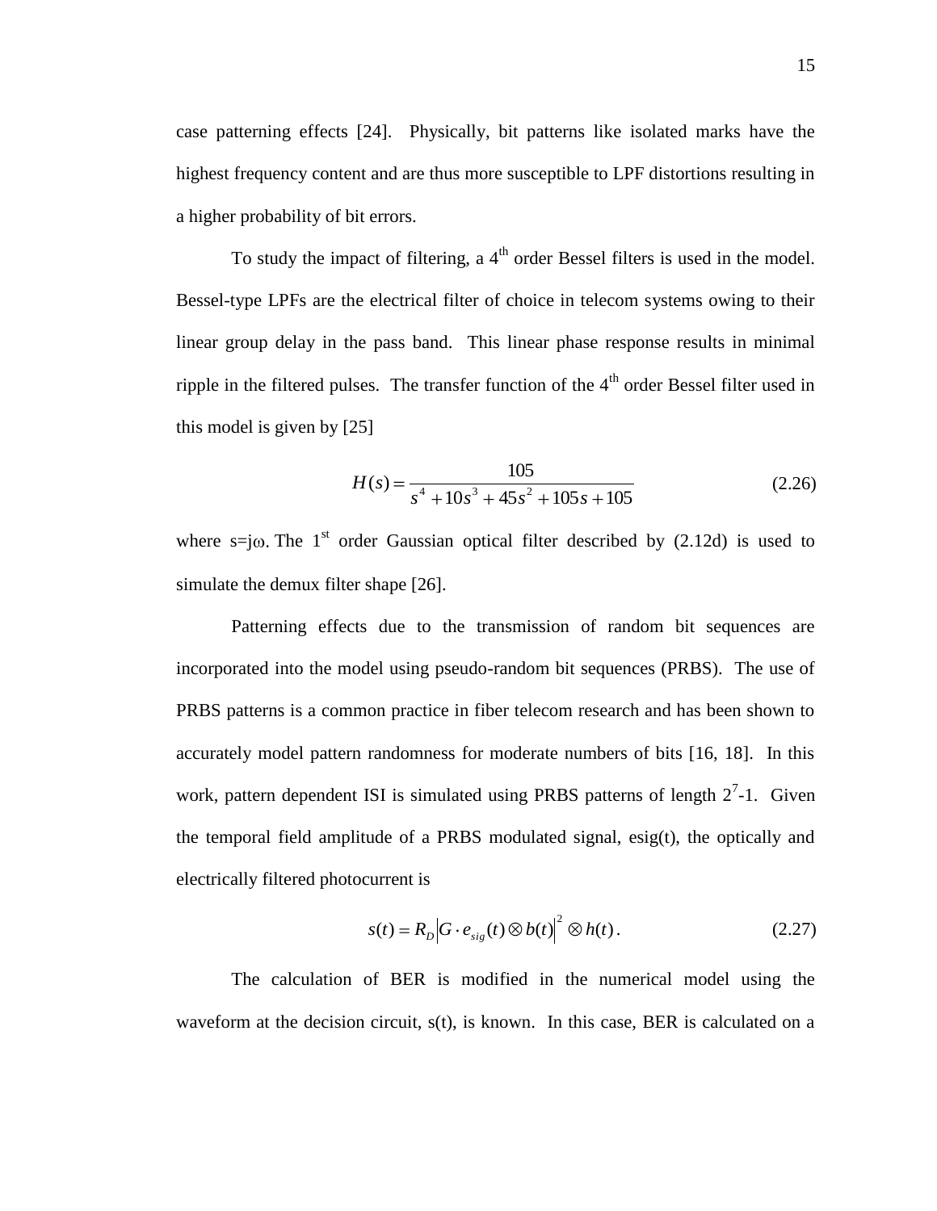case patterning effects [24]. Physically, bit patterns like isolated marks have the highest frequency content and are thus more susceptible to LPF distortions resulting in a higher probability of bit errors.

To study the impact of filtering, a $4^{th}$ order Bessel filters is used in the model. Bessel-type LPFs are the electrical filter of choice in telecom systems owing to their linear group delay in the pass band. This linear phase response results in minimal ripple in the filtered pulses. The transfer function of the $4^{th}$ order Bessel filter used in this model is given by [25]

$$H(s) = \frac{105}{s^4 + 10s^3 + 45s^2 + 105s + 105} \tag{2.26}$$

where $s=j\omega$. The $1^{st}$ order Gaussian optical filter described by (2.12d) is used to simulate the demux filter shape [26].

Patterning effects due to the transmission of random bit sequences are incorporated into the model using pseudo-random bit sequences (PRBS). The use of PRBS patterns is a common practice in fiber telecom research and has been shown to accurately model pattern randomness for moderate numbers of bits [16, 18]. In this work, pattern dependent ISI is simulated using PRBS patterns of length $2^7$-1. Given the temporal field amplitude of a PRBS modulated signal, esig(t), the optically and electrically filtered photocurrent is

$$s(t) = R_D \left| G \cdot e_{sig}(t) \otimes b(t) \right|^2 \otimes h(t). \tag{2.27}$$

The calculation of BER is modified in the numerical model using the waveform at the decision circuit, s(t), is known. In this case, BER is calculated on a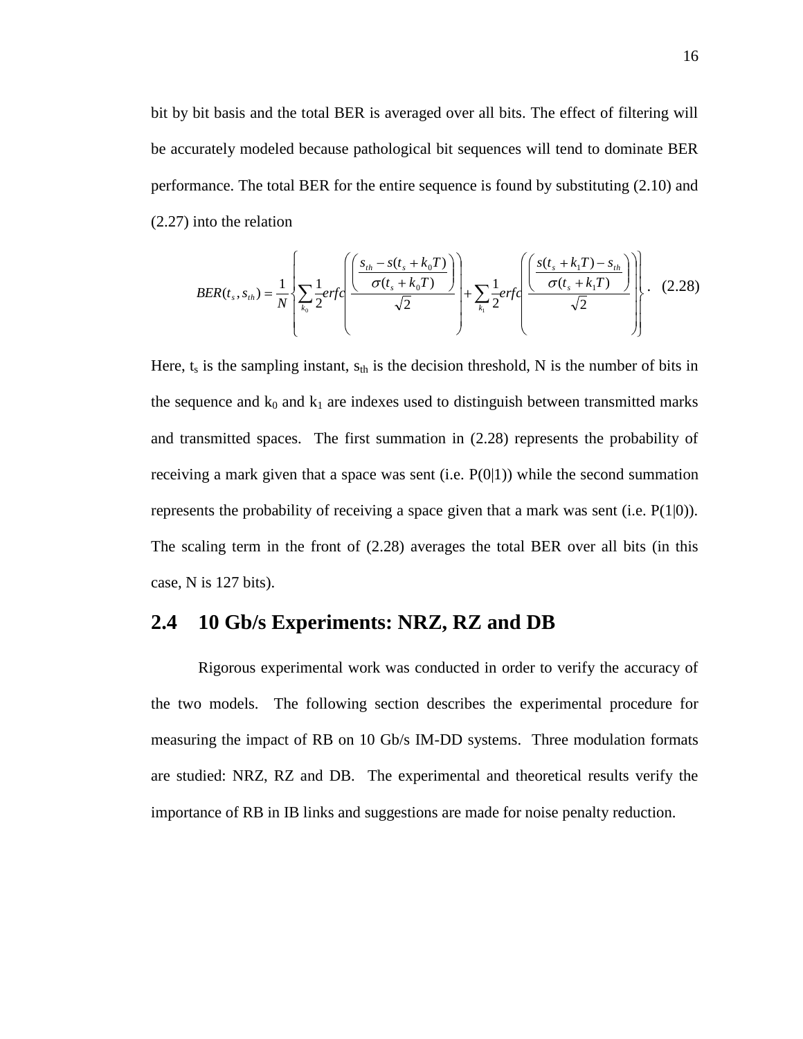bit by bit basis and the total BER is averaged over all bits. The effect of filtering will be accurately modeled because pathological bit sequences will tend to dominate BER performance. The total BER for the entire sequence is found by substituting (2.10) and (2.27) into the relation

$$BER(t_s, s_{th}) = \frac{1}{N}\left\{\sum_{k_0}\frac{1}{2}erfc\left(\frac{\left(\frac{s_{th} - s(t_s + k_0 T)}{\sigma(t_s + k_0 T)}\right)}{\sqrt{2}}\right) + \sum_{k_1}\frac{1}{2}erfc\left(\frac{\left(\frac{s(t_s + k_1 T) - s_{th}}{\sigma(t_s + k_1 T)}\right)}{\sqrt{2}}\right)\right\}. \quad (2.28)$$

Here, $t_s$ is the sampling instant, $s_{th}$ is the decision threshold, N is the number of bits in the sequence and $k_0$ and $k_1$ are indexes used to distinguish between transmitted marks and transmitted spaces. The first summation in (2.28) represents the probability of receiving a mark given that a space was sent (i.e. P(0|1)) while the second summation represents the probability of receiving a space given that a mark was sent (i.e. P(1|0)). The scaling term in the front of (2.28) averages the total BER over all bits (in this case, N is 127 bits).

## 2.4 10 Gb/s Experiments: NRZ, RZ and DB

Rigorous experimental work was conducted in order to verify the accuracy of the two models. The following section describes the experimental procedure for measuring the impact of RB on 10 Gb/s IM-DD systems. Three modulation formats are studied: NRZ, RZ and DB. The experimental and theoretical results verify the importance of RB in IB links and suggestions are made for noise penalty reduction.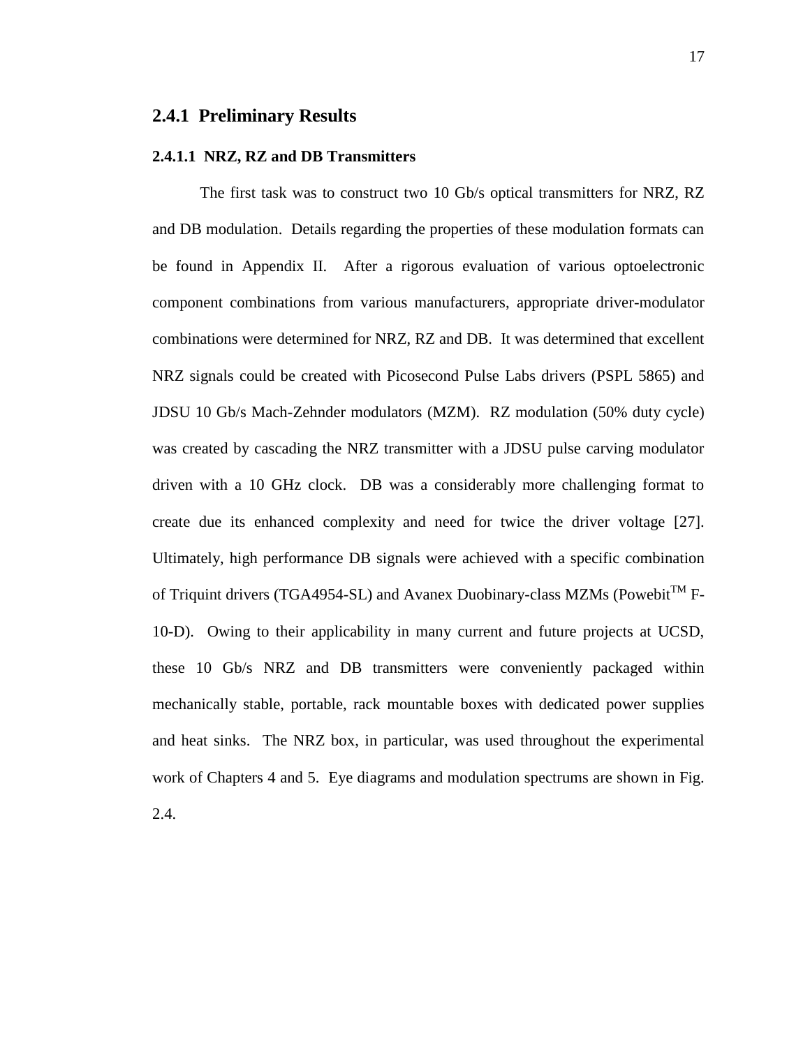### 2.4.1 Preliminary Results

#### 2.4.1.1 NRZ, RZ and DB Transmitters

The first task was to construct two 10 Gb/s optical transmitters for NRZ, RZ and DB modulation. Details regarding the properties of these modulation formats can be found in Appendix II. After a rigorous evaluation of various optoelectronic component combinations from various manufacturers, appropriate driver-modulator combinations were determined for NRZ, RZ and DB. It was determined that excellent NRZ signals could be created with Picosecond Pulse Labs drivers (PSPL 5865) and JDSU 10 Gb/s Mach-Zehnder modulators (MZM). RZ modulation (50% duty cycle) was created by cascading the NRZ transmitter with a JDSU pulse carving modulator driven with a 10 GHz clock. DB was a considerably more challenging format to create due its enhanced complexity and need for twice the driver voltage [27]. Ultimately, high performance DB signals were achieved with a specific combination of Triquint drivers (TGA4954-SL) and Avanex Duobinary-class MZMs (Powebit™ F-10-D). Owing to their applicability in many current and future projects at UCSD, these 10 Gb/s NRZ and DB transmitters were conveniently packaged within mechanically stable, portable, rack mountable boxes with dedicated power supplies and heat sinks. The NRZ box, in particular, was used throughout the experimental work of Chapters 4 and 5. Eye diagrams and modulation spectrums are shown in Fig. 2.4.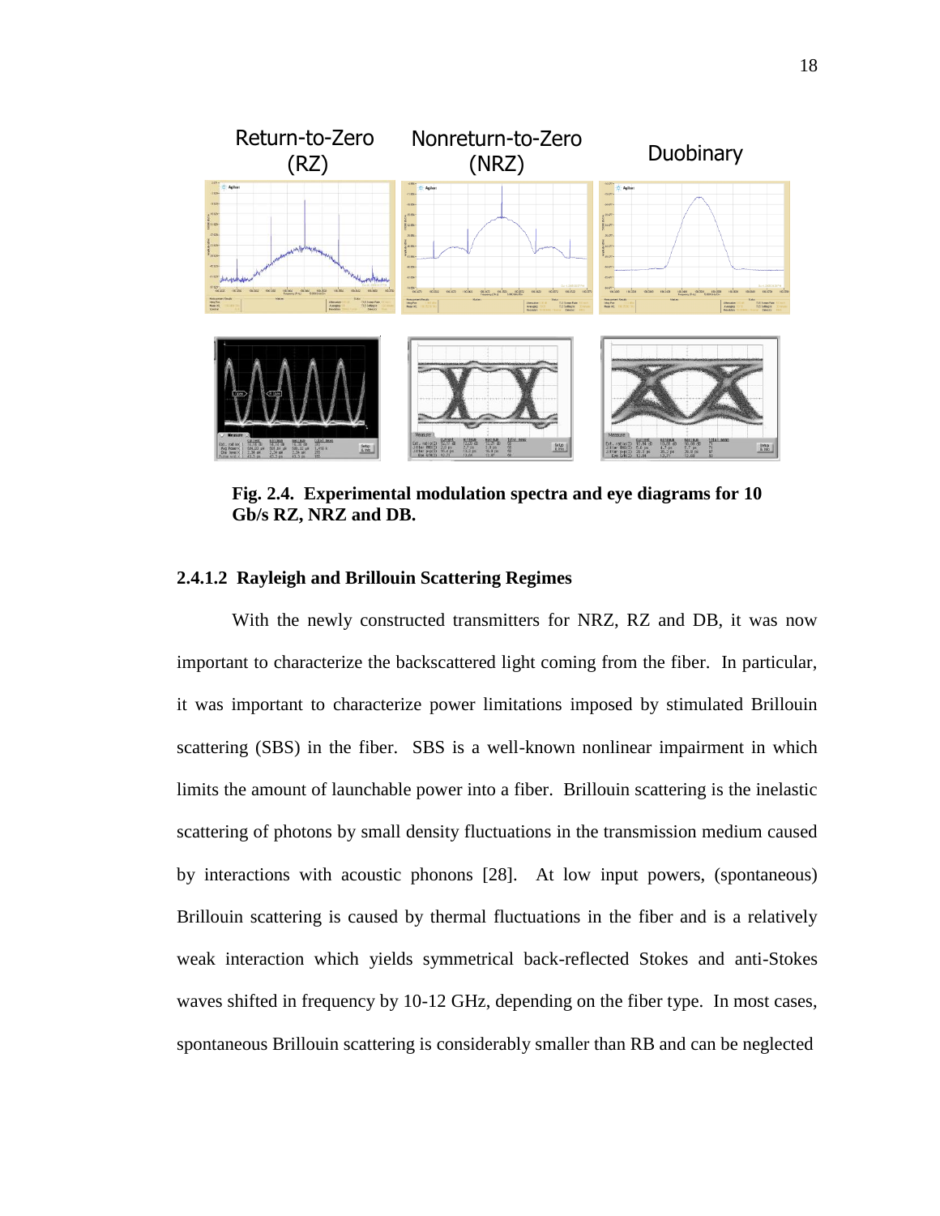Return-to-Zero (RZ) Nonreturn-to-Zero (NRZ) Duobinary

**Fig. 2.4. Experimental modulation spectra and eye diagrams for 10 Gb/s RZ, NRZ and DB.**

#### 2.4.1.2 Rayleigh and Brillouin Scattering Regimes

With the newly constructed transmitters for NRZ, RZ and DB, it was now important to characterize the backscattered light coming from the fiber. In particular, it was important to characterize power limitations imposed by stimulated Brillouin scattering (SBS) in the fiber. SBS is a well-known nonlinear impairment in which limits the amount of launchable power into a fiber. Brillouin scattering is the inelastic scattering of photons by small density fluctuations in the transmission medium caused by interactions with acoustic phonons [28]. At low input powers, (spontaneous) Brillouin scattering is caused by thermal fluctuations in the fiber and is a relatively weak interaction which yields symmetrical back-reflected Stokes and anti-Stokes waves shifted in frequency by 10-12 GHz, depending on the fiber type. In most cases, spontaneous Brillouin scattering is considerably smaller than RB and can be neglected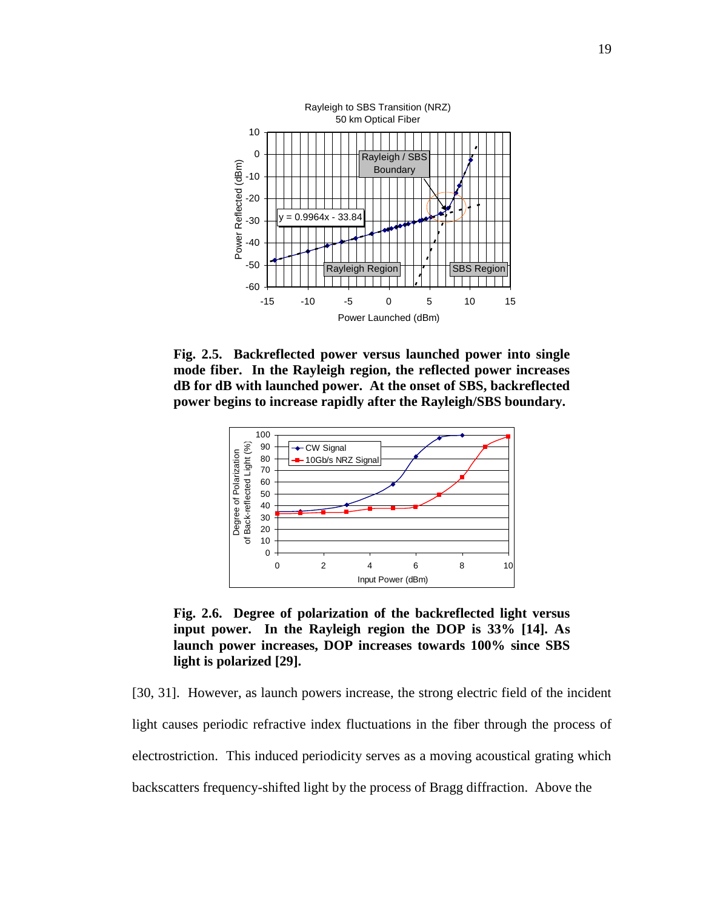**Fig. 2.5. Backreflected power versus launched power into single mode fiber. In the Rayleigh region, the reflected power increases dB for dB with launched power. At the onset of SBS, backreflected power begins to increase rapidly after the Rayleigh/SBS boundary.**

**Fig. 2.6. Degree of polarization of the backreflected light versus input power. In the Rayleigh region the DOP is 33% [14]. As launch power increases, DOP increases towards 100% since SBS light is polarized [29].**

[30, 31]. However, as launch powers increase, the strong electric field of the incident light causes periodic refractive index fluctuations in the fiber through the process of electrostriction. This induced periodicity serves as a moving acoustical grating which backscatters frequency-shifted light by the process of Bragg diffraction. Above the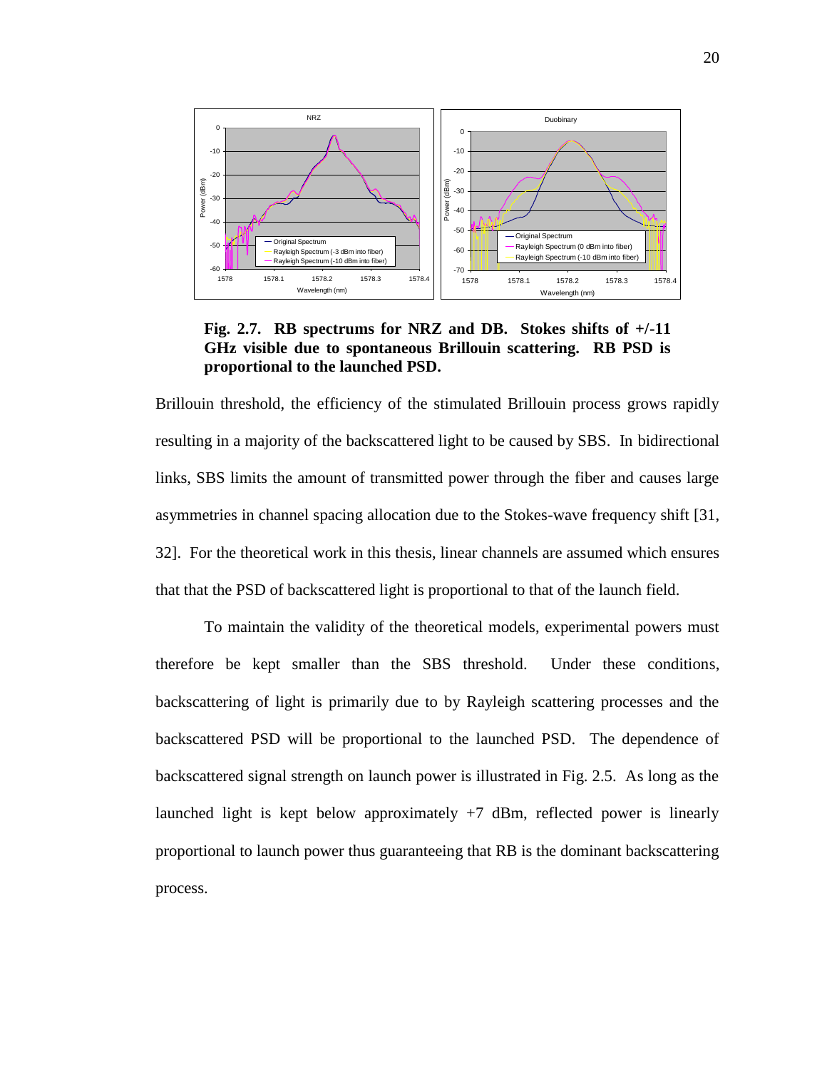**Fig. 2.7. RB spectrums for NRZ and DB. Stokes shifts of +/-11 GHz visible due to spontaneous Brillouin scattering. RB PSD is proportional to the launched PSD.**

Brillouin threshold, the efficiency of the stimulated Brillouin process grows rapidly resulting in a majority of the backscattered light to be caused by SBS. In bidirectional links, SBS limits the amount of transmitted power through the fiber and causes large asymmetries in channel spacing allocation due to the Stokes-wave frequency shift [31, 32]. For the theoretical work in this thesis, linear channels are assumed which ensures that that the PSD of backscattered light is proportional to that of the launch field.

To maintain the validity of the theoretical models, experimental powers must therefore be kept smaller than the SBS threshold. Under these conditions, backscattering of light is primarily due to by Rayleigh scattering processes and the backscattered PSD will be proportional to the launched PSD. The dependence of backscattered signal strength on launch power is illustrated in Fig. 2.5. As long as the launched light is kept below approximately +7 dBm, reflected power is linearly proportional to launch power thus guaranteeing that RB is the dominant backscattering process.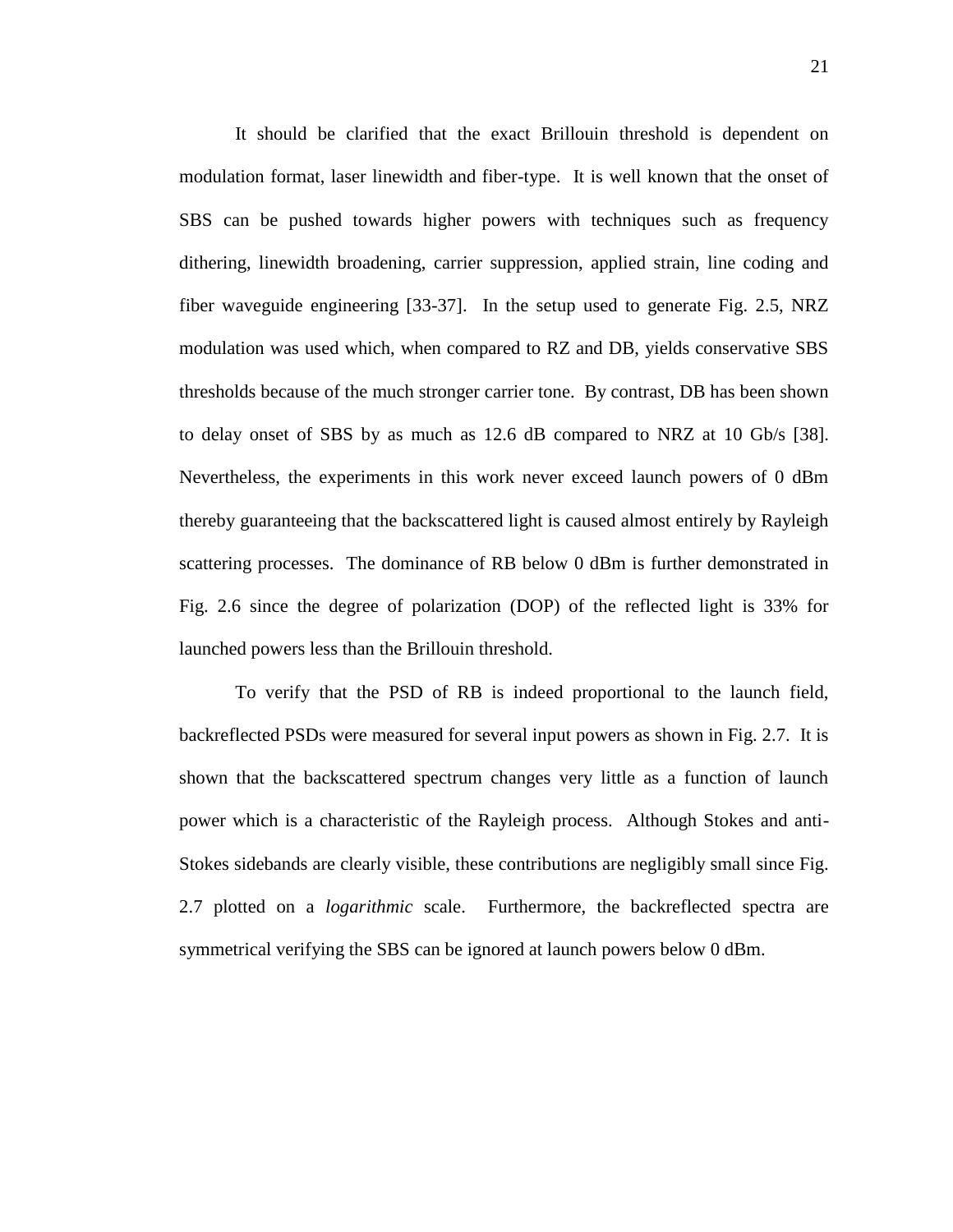It should be clarified that the exact Brillouin threshold is dependent on modulation format, laser linewidth and fiber-type. It is well known that the onset of SBS can be pushed towards higher powers with techniques such as frequency dithering, linewidth broadening, carrier suppression, applied strain, line coding and fiber waveguide engineering [33-37]. In the setup used to generate Fig. 2.5, NRZ modulation was used which, when compared to RZ and DB, yields conservative SBS thresholds because of the much stronger carrier tone. By contrast, DB has been shown to delay onset of SBS by as much as 12.6 dB compared to NRZ at 10 Gb/s [38]. Nevertheless, the experiments in this work never exceed launch powers of 0 dBm thereby guaranteeing that the backscattered light is caused almost entirely by Rayleigh scattering processes. The dominance of RB below 0 dBm is further demonstrated in Fig. 2.6 since the degree of polarization (DOP) of the reflected light is 33% for launched powers less than the Brillouin threshold.

To verify that the PSD of RB is indeed proportional to the launch field, backreflected PSDs were measured for several input powers as shown in Fig. 2.7. It is shown that the backscattered spectrum changes very little as a function of launch power which is a characteristic of the Rayleigh process. Although Stokes and anti-Stokes sidebands are clearly visible, these contributions are negligibly small since Fig. 2.7 plotted on a *logarithmic* scale. Furthermore, the backreflected spectra are symmetrical verifying the SBS can be ignored at launch powers below 0 dBm.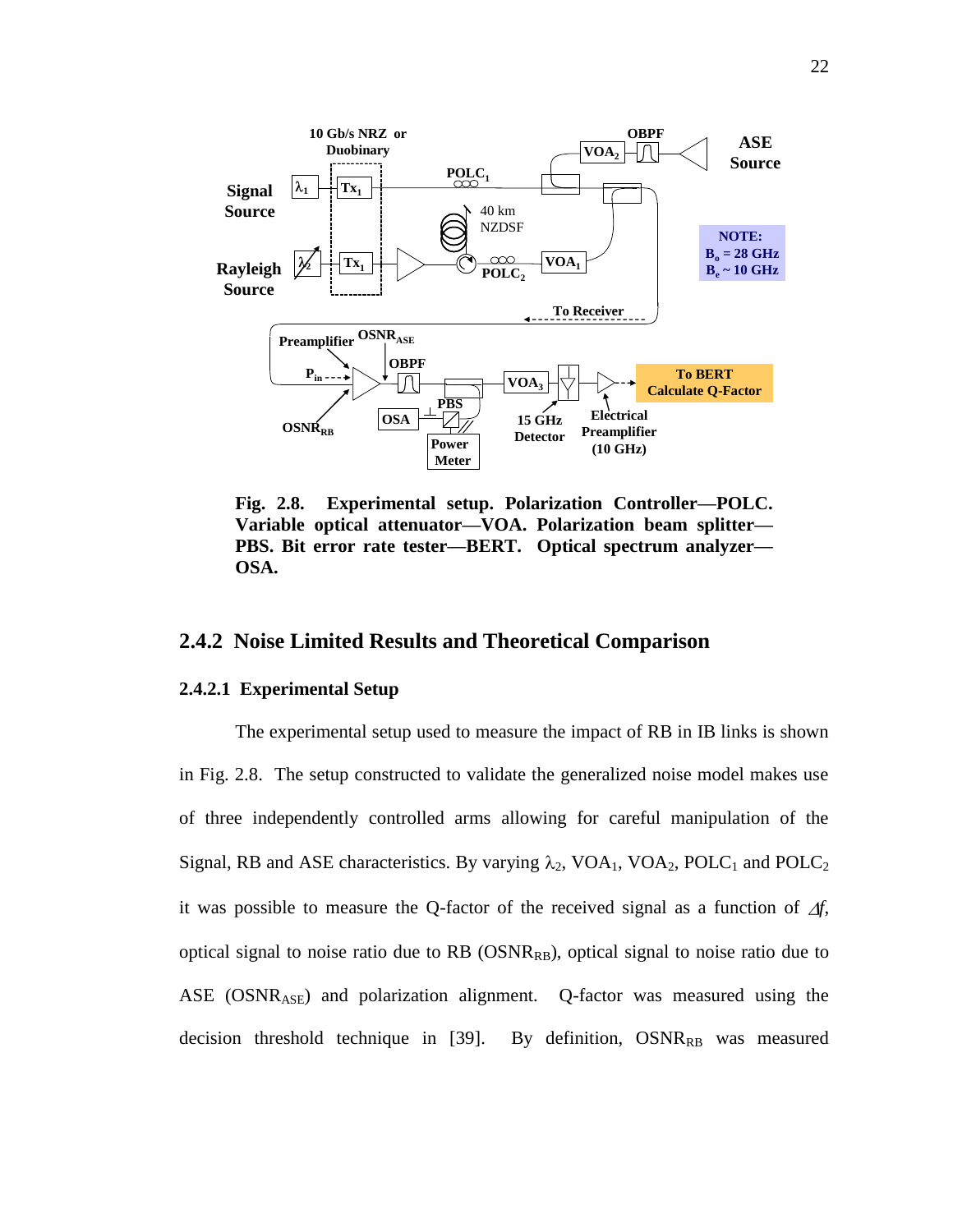Fig. 2.8. Experimental setup. Polarization Controller—POLC. Variable optical attenuator—VOA. Polarization beam splitter—PBS. Bit error rate tester—BERT. Optical spectrum analyzer—OSA.

## 2.4.2 Noise Limited Results and Theoretical Comparison

### 2.4.2.1 Experimental Setup

The experimental setup used to measure the impact of RB in IB links is shown in Fig. 2.8. The setup constructed to validate the generalized noise model makes use of three independently controlled arms allowing for careful manipulation of the Signal, RB and ASE characteristics. By varying $\lambda_2$, $VOA_1$, $VOA_2$, $POLC_1$ and $POLC_2$ it was possible to measure the Q-factor of the received signal as a function of $\Delta f$, optical signal to noise ratio due to RB ($OSNR_{RB}$), optical signal to noise ratio due to ASE ($OSNR_{ASE}$) and polarization alignment. Q-factor was measured using the decision threshold technique in [39]. By definition, $OSNR_{RB}$ was measured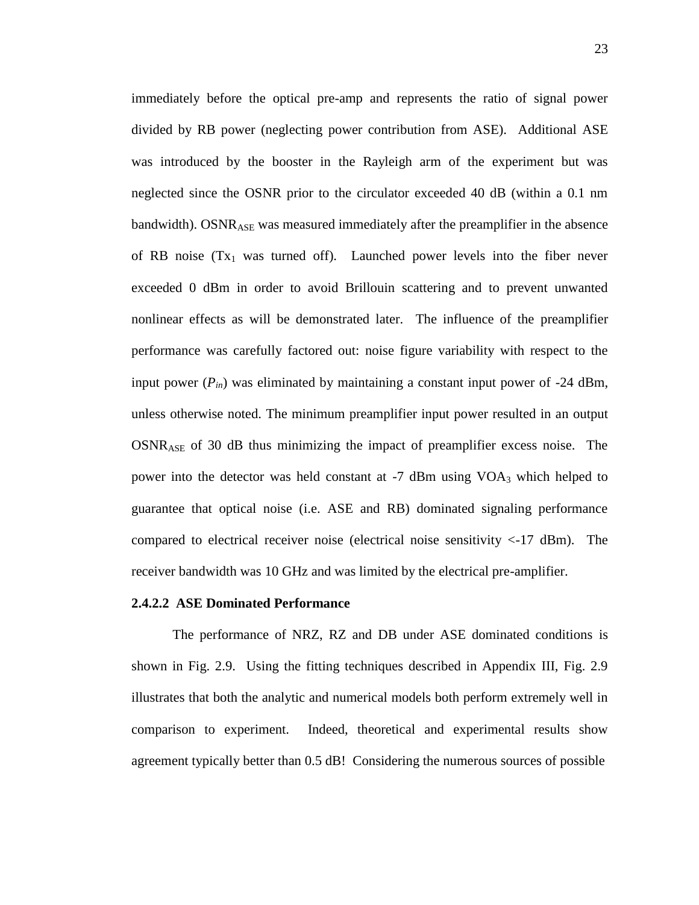immediately before the optical pre-amp and represents the ratio of signal power divided by RB power (neglecting power contribution from ASE). Additional ASE was introduced by the booster in the Rayleigh arm of the experiment but was neglected since the OSNR prior to the circulator exceeded 40 dB (within a 0.1 nm bandwidth). $OSNR_{ASE}$ was measured immediately after the preamplifier in the absence of RB noise ($Tx_1$ was turned off). Launched power levels into the fiber never exceeded 0 dBm in order to avoid Brillouin scattering and to prevent unwanted nonlinear effects as will be demonstrated later. The influence of the preamplifier performance was carefully factored out: noise figure variability with respect to the input power ($P_{in}$) was eliminated by maintaining a constant input power of -24 dBm, unless otherwise noted. The minimum preamplifier input power resulted in an output $OSNR_{ASE}$ of 30 dB thus minimizing the impact of preamplifier excess noise. The power into the detector was held constant at -7 dBm using $VOA_3$ which helped to guarantee that optical noise (i.e. ASE and RB) dominated signaling performance compared to electrical receiver noise (electrical noise sensitivity <-17 dBm). The receiver bandwidth was 10 GHz and was limited by the electrical pre-amplifier.

#### 2.4.2.2 ASE Dominated Performance

The performance of NRZ, RZ and DB under ASE dominated conditions is shown in Fig. 2.9. Using the fitting techniques described in Appendix III, Fig. 2.9 illustrates that both the analytic and numerical models both perform extremely well in comparison to experiment. Indeed, theoretical and experimental results show agreement typically better than 0.5 dB! Considering the numerous sources of possible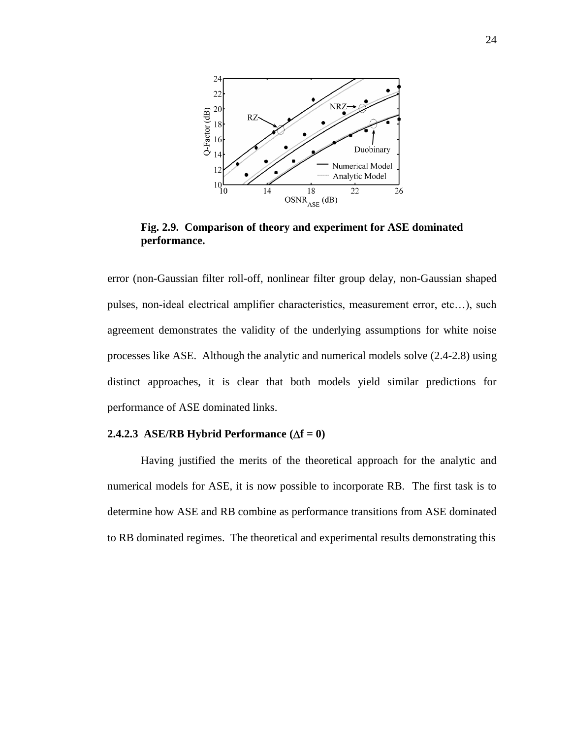Fig. 2.9. Comparison of theory and experiment for ASE dominated performance.

error (non-Gaussian filter roll-off, nonlinear filter group delay, non-Gaussian shaped pulses, non-ideal electrical amplifier characteristics, measurement error, etc…), such agreement demonstrates the validity of the underlying assumptions for white noise processes like ASE. Although the analytic and numerical models solve (2.4-2.8) using distinct approaches, it is clear that both models yield similar predictions for performance of ASE dominated links.

### 2.4.2.3 ASE/RB Hybrid Performance ($\Delta f = 0$)

Having justified the merits of the theoretical approach for the analytic and numerical models for ASE, it is now possible to incorporate RB. The first task is to determine how ASE and RB combine as performance transitions from ASE dominated to RB dominated regimes. The theoretical and experimental results demonstrating this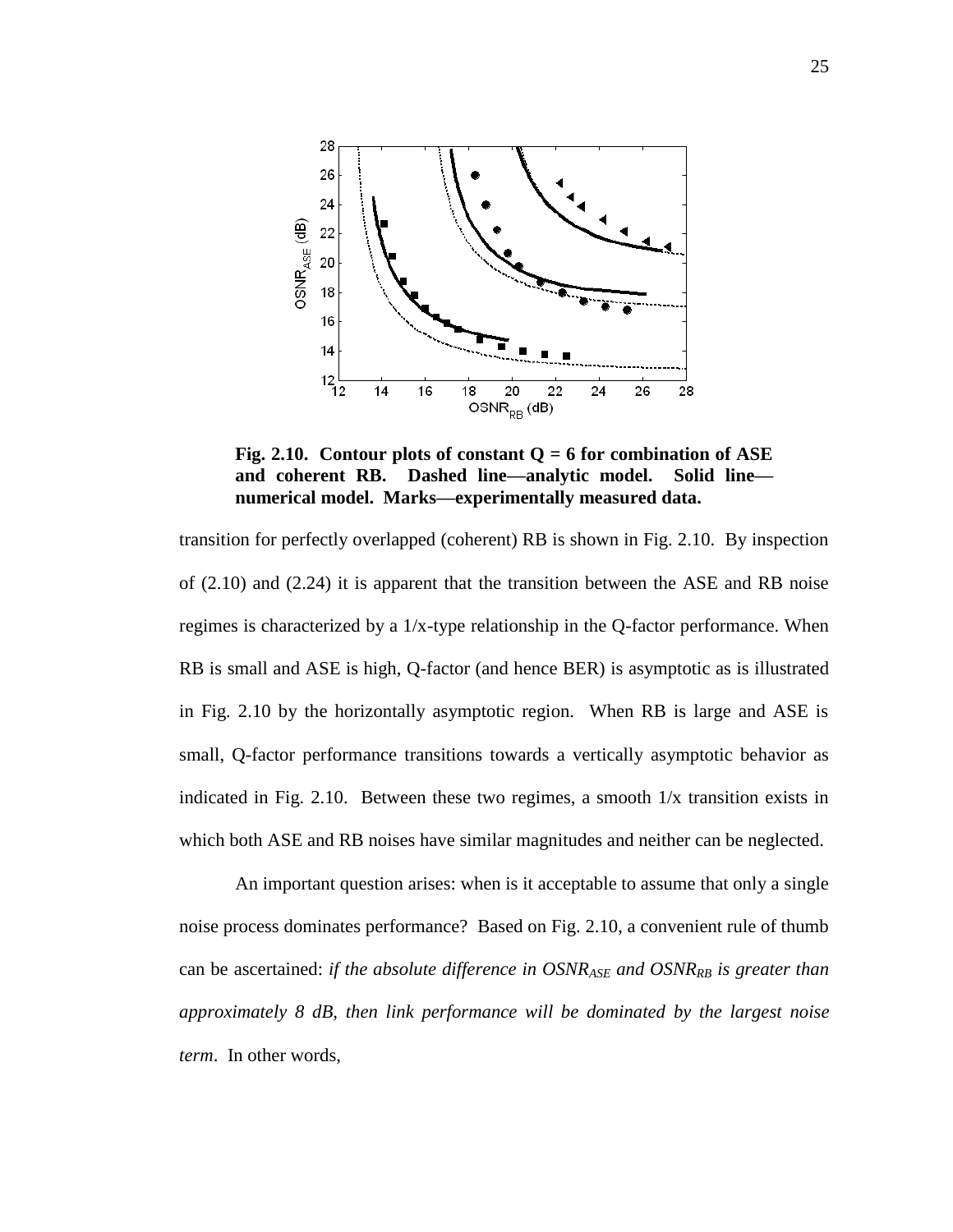**Fig. 2.10. Contour plots of constant Q = 6 for combination of ASE and coherent RB. Dashed line—analytic model. Solid line—numerical model. Marks—experimentally measured data.**

transition for perfectly overlapped (coherent) RB is shown in Fig. 2.10. By inspection of (2.10) and (2.24) it is apparent that the transition between the ASE and RB noise regimes is characterized by a 1/x-type relationship in the Q-factor performance. When RB is small and ASE is high, Q-factor (and hence BER) is asymptotic as is illustrated in Fig. 2.10 by the horizontally asymptotic region. When RB is large and ASE is small, Q-factor performance transitions towards a vertically asymptotic behavior as indicated in Fig. 2.10. Between these two regimes, a smooth 1/x transition exists in which both ASE and RB noises have similar magnitudes and neither can be neglected.

An important question arises: when is it acceptable to assume that only a single noise process dominates performance? Based on Fig. 2.10, a convenient rule of thumb can be ascertained: *if the absolute difference in $OSNR_{ASE}$ and $OSNR_{RB}$ is greater than approximately 8 dB, then link performance will be dominated by the largest noise term*. In other words,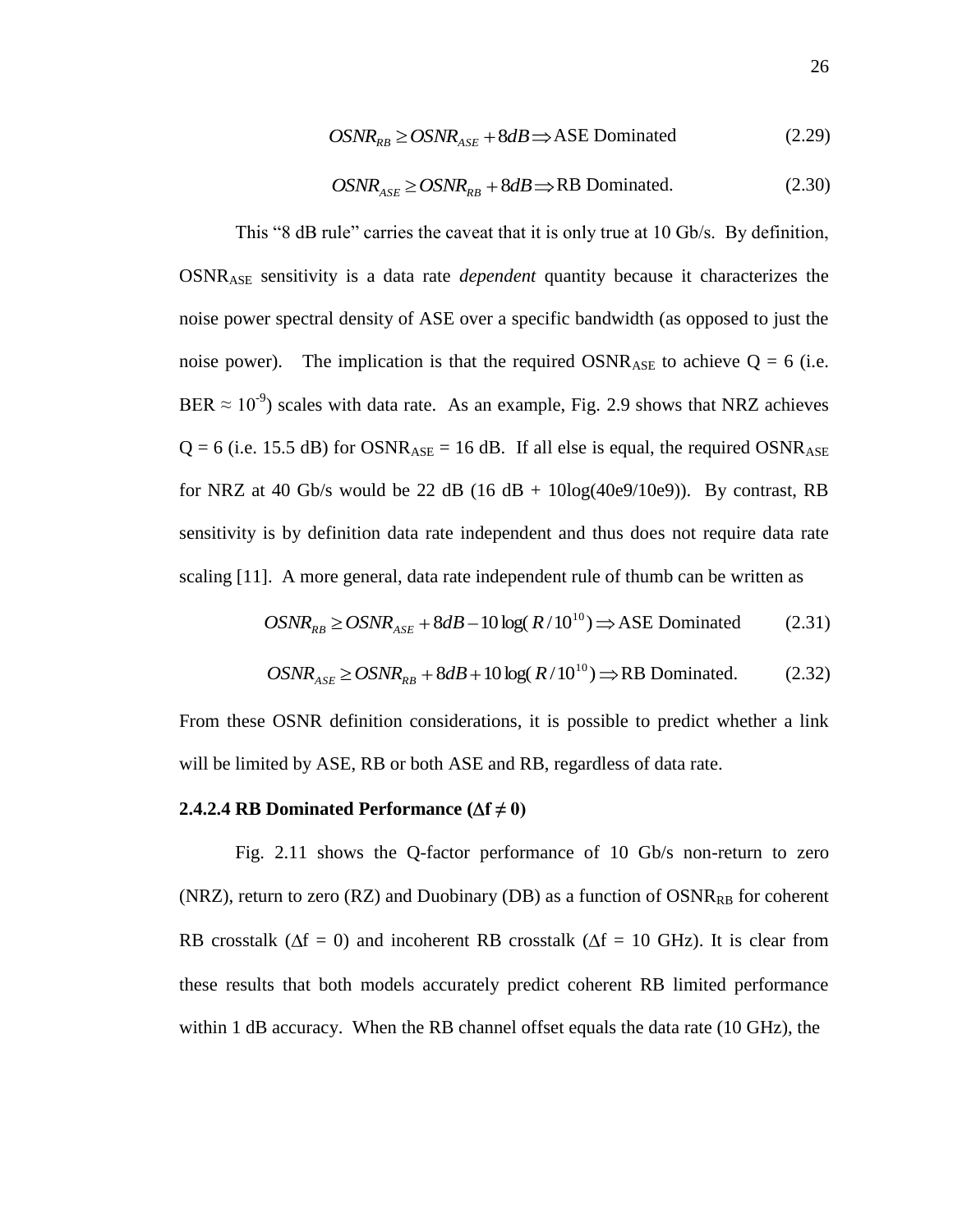$$OSNR_{RB} \geq OSNR_{ASE} + 8dB \Rightarrow \text{ASE Dominated} \tag{2.29}$$

$$OSNR_{ASE} \geq OSNR_{RB} + 8dB \Rightarrow \text{RB Dominated.} \tag{2.30}$$

This "8 dB rule" carries the caveat that it is only true at 10 Gb/s. By definition, $OSNR_{ASE}$ sensitivity is a data rate *dependent* quantity because it characterizes the noise power spectral density of ASE over a specific bandwidth (as opposed to just the noise power). The implication is that the required $OSNR_{ASE}$ to achieve Q = 6 (i.e. BER $\approx 10^{-9}$) scales with data rate. As an example, Fig. 2.9 shows that NRZ achieves Q = 6 (i.e. 15.5 dB) for $OSNR_{ASE}$ = 16 dB. If all else is equal, the required $OSNR_{ASE}$ for NRZ at 40 Gb/s would be 22 dB (16 dB + 10log(40e9/10e9)). By contrast, RB sensitivity is by definition data rate independent and thus does not require data rate scaling [11]. A more general, data rate independent rule of thumb can be written as

$$OSNR_{RB} \geq OSNR_{ASE} + 8dB - 10\log(R/10^{10}) \Rightarrow \text{ASE Dominated} \tag{2.31}$$

$$OSNR_{ASE} \geq OSNR_{RB} + 8dB + 10\log(R/10^{10}) \Rightarrow \text{RB Dominated.} \tag{2.32}$$

From these OSNR definition considerations, it is possible to predict whether a link will be limited by ASE, RB or both ASE and RB, regardless of data rate.

#### 2.4.2.4 RB Dominated Performance ($\Delta f \neq 0$)

Fig. 2.11 shows the Q-factor performance of 10 Gb/s non-return to zero (NRZ), return to zero (RZ) and Duobinary (DB) as a function of $OSNR_{RB}$ for coherent RB crosstalk ($\Delta f$ = 0) and incoherent RB crosstalk ($\Delta f$ = 10 GHz). It is clear from these results that both models accurately predict coherent RB limited performance within 1 dB accuracy. When the RB channel offset equals the data rate (10 GHz), the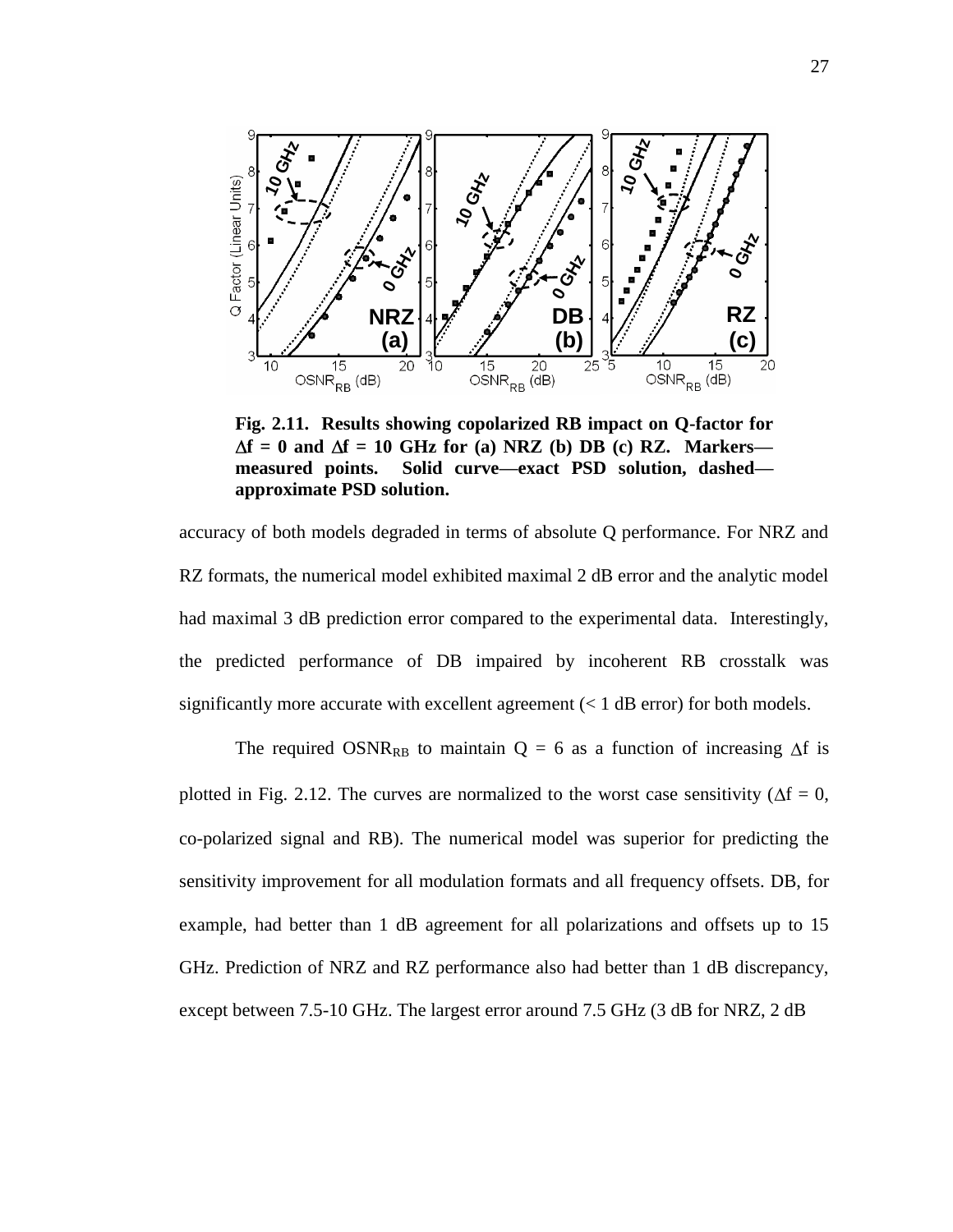**Fig. 2.11. Results showing copolarized RB impact on Q-factor for $\Delta$f = 0 and $\Delta$f = 10 GHz for (a) NRZ (b) DB (c) RZ. Markers—measured points. Solid curve—exact PSD solution, dashed—approximate PSD solution.**

accuracy of both models degraded in terms of absolute Q performance. For NRZ and RZ formats, the numerical model exhibited maximal 2 dB error and the analytic model had maximal 3 dB prediction error compared to the experimental data. Interestingly, the predicted performance of DB impaired by incoherent RB crosstalk was significantly more accurate with excellent agreement (< 1 dB error) for both models.

The required $OSNR_{RB}$ to maintain Q = 6 as a function of increasing $\Delta$f is plotted in Fig. 2.12. The curves are normalized to the worst case sensitivity ($\Delta$f = 0, co-polarized signal and RB). The numerical model was superior for predicting the sensitivity improvement for all modulation formats and all frequency offsets. DB, for example, had better than 1 dB agreement for all polarizations and offsets up to 15 GHz. Prediction of NRZ and RZ performance also had better than 1 dB discrepancy, except between 7.5-10 GHz. The largest error around 7.5 GHz (3 dB for NRZ, 2 dB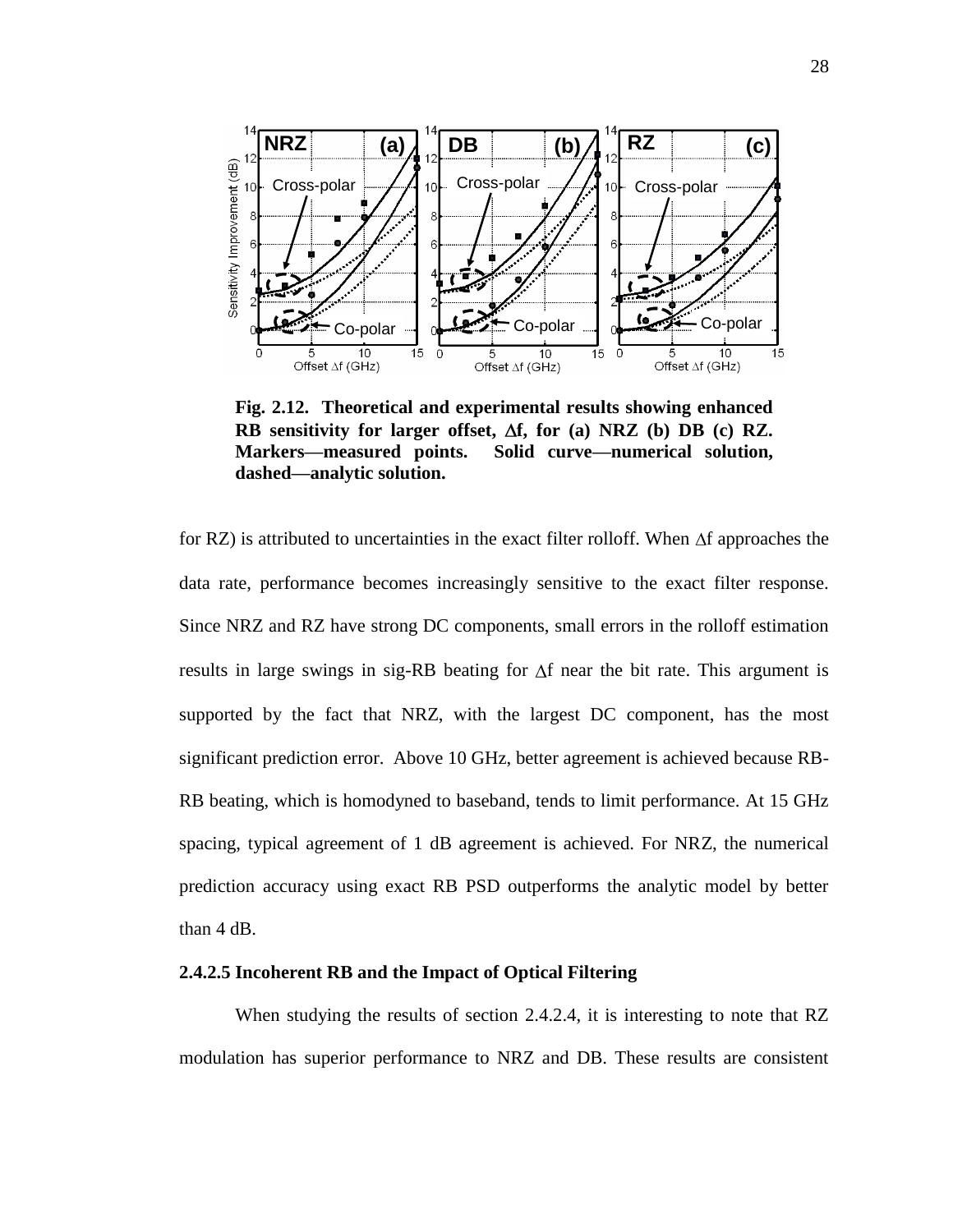**Fig. 2.12. Theoretical and experimental results showing enhanced RB sensitivity for larger offset, Δf, for (a) NRZ (b) DB (c) RZ. Markers—measured points. Solid curve—numerical solution, dashed—analytic solution.**

for RZ) is attributed to uncertainties in the exact filter rolloff. When Δf approaches the data rate, performance becomes increasingly sensitive to the exact filter response. Since NRZ and RZ have strong DC components, small errors in the rolloff estimation results in large swings in sig-RB beating for Δf near the bit rate. This argument is supported by the fact that NRZ, with the largest DC component, has the most significant prediction error. Above 10 GHz, better agreement is achieved because RB-RB beating, which is homodyned to baseband, tends to limit performance. At 15 GHz spacing, typical agreement of 1 dB agreement is achieved. For NRZ, the numerical prediction accuracy using exact RB PSD outperforms the analytic model by better than 4 dB.

#### 2.4.2.5 Incoherent RB and the Impact of Optical Filtering

When studying the results of section 2.4.2.4, it is interesting to note that RZ modulation has superior performance to NRZ and DB. These results are consistent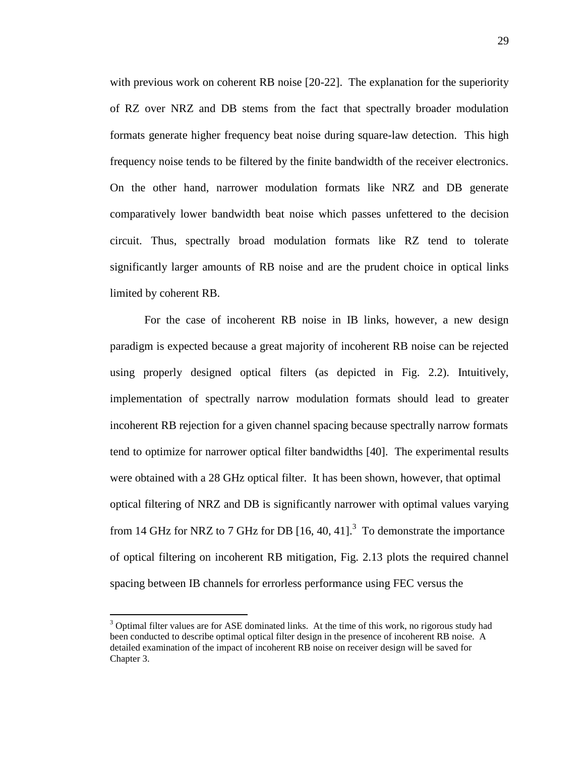with previous work on coherent RB noise [20-22]. The explanation for the superiority of RZ over NRZ and DB stems from the fact that spectrally broader modulation formats generate higher frequency beat noise during square-law detection. This high frequency noise tends to be filtered by the finite bandwidth of the receiver electronics. On the other hand, narrower modulation formats like NRZ and DB generate comparatively lower bandwidth beat noise which passes unfettered to the decision circuit. Thus, spectrally broad modulation formats like RZ tend to tolerate significantly larger amounts of RB noise and are the prudent choice in optical links limited by coherent RB.

For the case of incoherent RB noise in IB links, however, a new design paradigm is expected because a great majority of incoherent RB noise can be rejected using properly designed optical filters (as depicted in Fig. 2.2). Intuitively, implementation of spectrally narrow modulation formats should lead to greater incoherent RB rejection for a given channel spacing because spectrally narrow formats tend to optimize for narrower optical filter bandwidths [40]. The experimental results were obtained with a 28 GHz optical filter. It has been shown, however, that optimal optical filtering of NRZ and DB is significantly narrower with optimal values varying from 14 GHz for NRZ to 7 GHz for DB [16, 40, 41].[3] To demonstrate the importance of optical filtering on incoherent RB mitigation, Fig. 2.13 plots the required channel spacing between IB channels for errorless performance using FEC versus the

[3] Optimal filter values are for ASE dominated links. At the time of this work, no rigorous study had been conducted to describe optimal optical filter design in the presence of incoherent RB noise. A detailed examination of the impact of incoherent RB noise on receiver design will be saved for Chapter 3.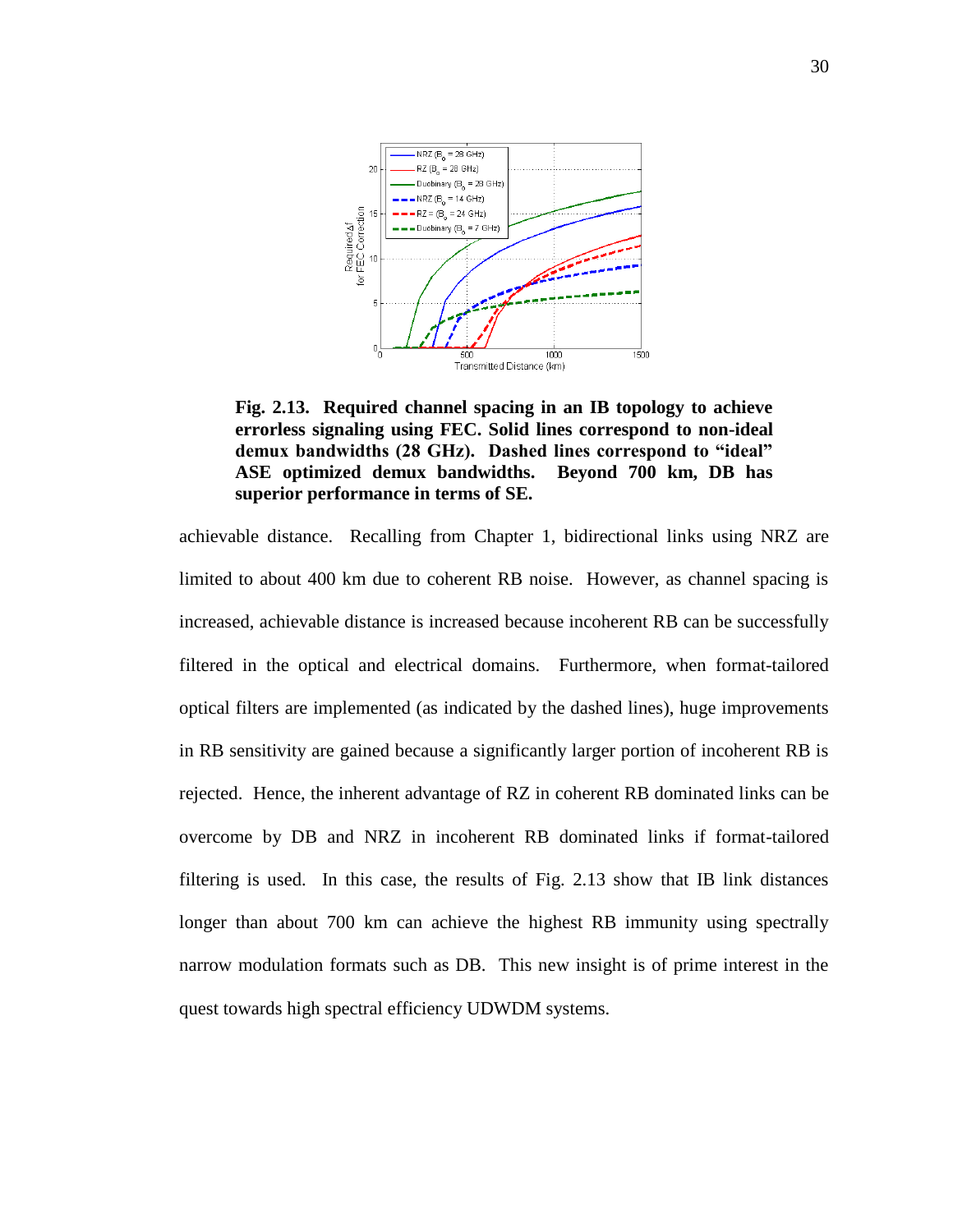**Fig. 2.13. Required channel spacing in an IB topology to achieve errorless signaling using FEC. Solid lines correspond to non-ideal demux bandwidths (28 GHz). Dashed lines correspond to "ideal" ASE optimized demux bandwidths. Beyond 700 km, DB has superior performance in terms of SE.**

achievable distance. Recalling from Chapter 1, bidirectional links using NRZ are limited to about 400 km due to coherent RB noise. However, as channel spacing is increased, achievable distance is increased because incoherent RB can be successfully filtered in the optical and electrical domains. Furthermore, when format-tailored optical filters are implemented (as indicated by the dashed lines), huge improvements in RB sensitivity are gained because a significantly larger portion of incoherent RB is rejected. Hence, the inherent advantage of RZ in coherent RB dominated links can be overcome by DB and NRZ in incoherent RB dominated links if format-tailored filtering is used. In this case, the results of Fig. 2.13 show that IB link distances longer than about 700 km can achieve the highest RB immunity using spectrally narrow modulation formats such as DB. This new insight is of prime interest in the quest towards high spectral efficiency UDWDM systems.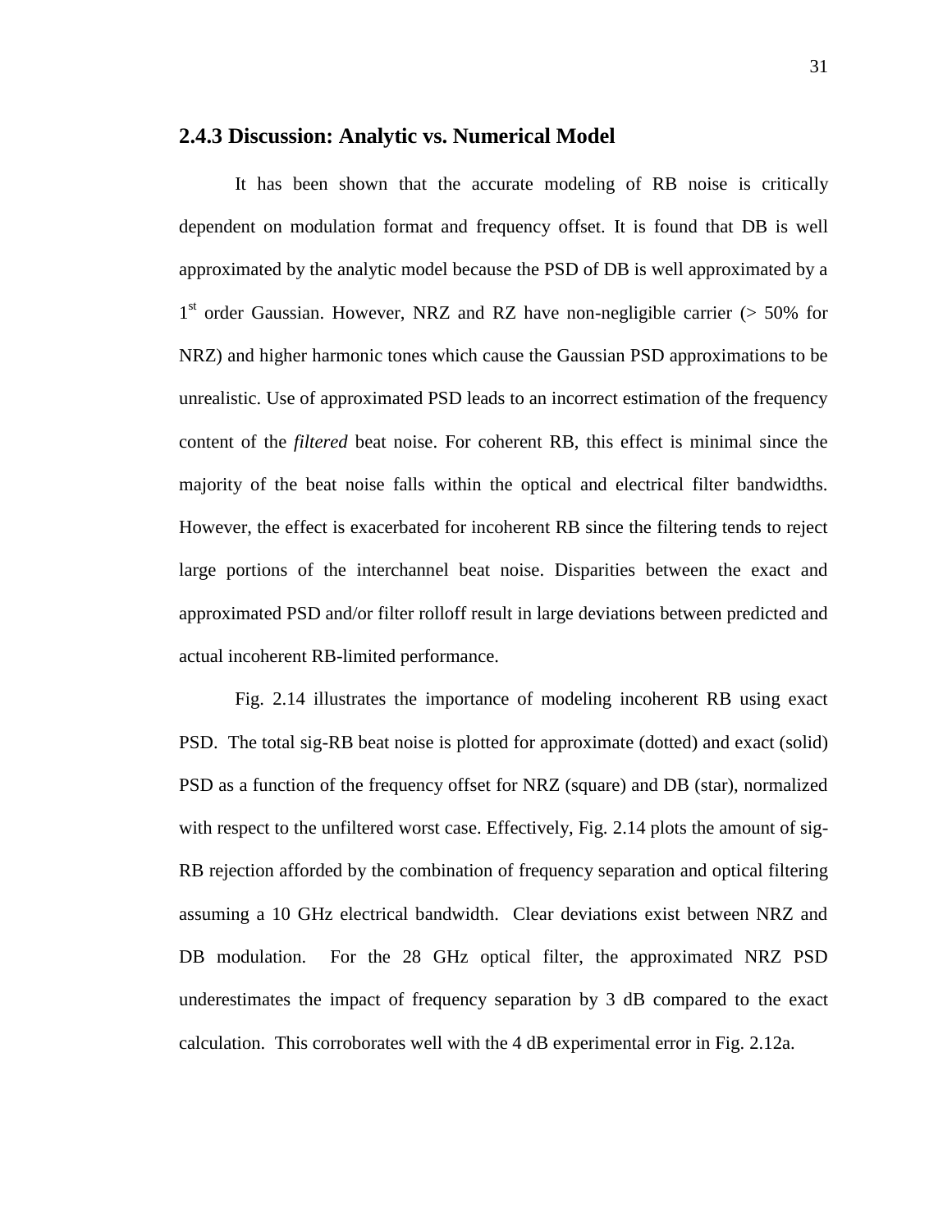### 2.4.3 Discussion: Analytic vs. Numerical Model

It has been shown that the accurate modeling of RB noise is critically dependent on modulation format and frequency offset. It is found that DB is well approximated by the analytic model because the PSD of DB is well approximated by a 1$^{st}$ order Gaussian. However, NRZ and RZ have non-negligible carrier (> 50% for NRZ) and higher harmonic tones which cause the Gaussian PSD approximations to be unrealistic. Use of approximated PSD leads to an incorrect estimation of the frequency content of the *filtered* beat noise. For coherent RB, this effect is minimal since the majority of the beat noise falls within the optical and electrical filter bandwidths. However, the effect is exacerbated for incoherent RB since the filtering tends to reject large portions of the interchannel beat noise. Disparities between the exact and approximated PSD and/or filter rolloff result in large deviations between predicted and actual incoherent RB-limited performance.

Fig. 2.14 illustrates the importance of modeling incoherent RB using exact PSD. The total sig-RB beat noise is plotted for approximate (dotted) and exact (solid) PSD as a function of the frequency offset for NRZ (square) and DB (star), normalized with respect to the unfiltered worst case. Effectively, Fig. 2.14 plots the amount of sig-RB rejection afforded by the combination of frequency separation and optical filtering assuming a 10 GHz electrical bandwidth. Clear deviations exist between NRZ and DB modulation. For the 28 GHz optical filter, the approximated NRZ PSD underestimates the impact of frequency separation by 3 dB compared to the exact calculation. This corroborates well with the 4 dB experimental error in Fig. 2.12a.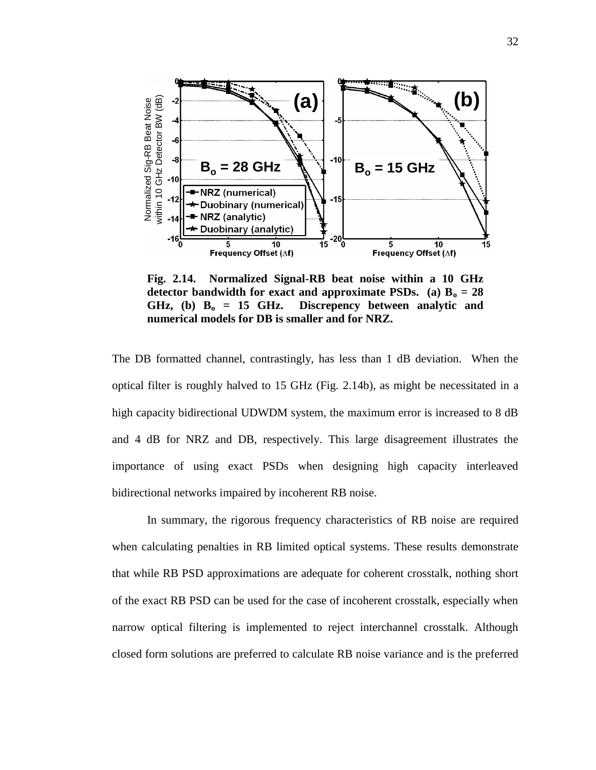**Fig. 2.14. Normalized Signal-RB beat noise within a 10 GHz detector bandwidth for exact and approximate PSDs. (a) $B_o$ = 28 GHz, (b) $B_o$ = 15 GHz. Discrepency between analytic and numerical models for DB is smaller and for NRZ.**

The DB formatted channel, contrastingly, has less than 1 dB deviation. When the optical filter is roughly halved to 15 GHz (Fig. 2.14b), as might be necessitated in a high capacity bidirectional UDWDM system, the maximum error is increased to 8 dB and 4 dB for NRZ and DB, respectively. This large disagreement illustrates the importance of using exact PSDs when designing high capacity interleaved bidirectional networks impaired by incoherent RB noise.

In summary, the rigorous frequency characteristics of RB noise are required when calculating penalties in RB limited optical systems. These results demonstrate that while RB PSD approximations are adequate for coherent crosstalk, nothing short of the exact RB PSD can be used for the case of incoherent crosstalk, especially when narrow optical filtering is implemented to reject interchannel crosstalk. Although closed form solutions are preferred to calculate RB noise variance and is the preferred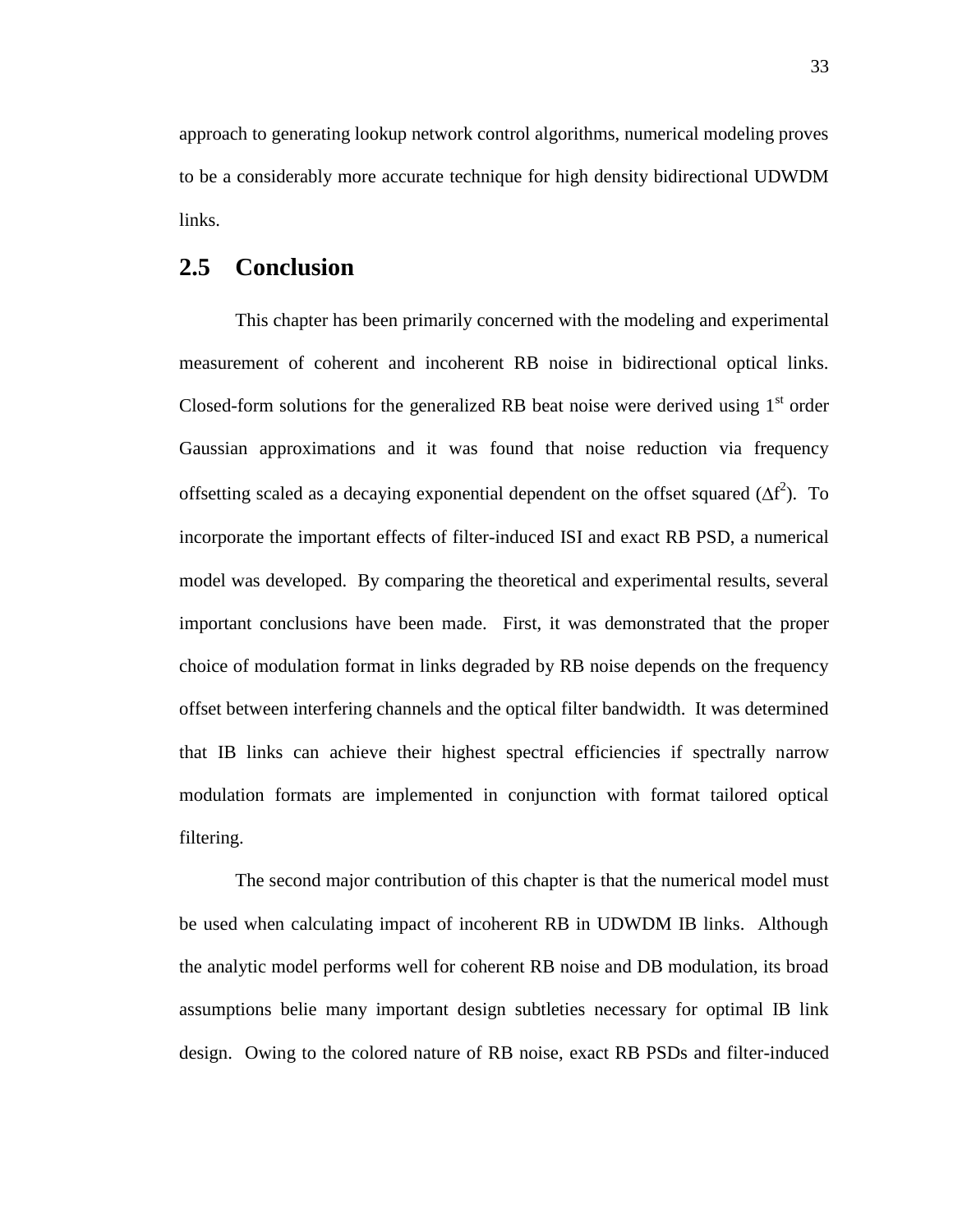approach to generating lookup network control algorithms, numerical modeling proves to be a considerably more accurate technique for high density bidirectional UDWDM links.

## 2.5 Conclusion

This chapter has been primarily concerned with the modeling and experimental measurement of coherent and incoherent RB noise in bidirectional optical links. Closed-form solutions for the generalized RB beat noise were derived using 1st order Gaussian approximations and it was found that noise reduction via frequency offsetting scaled as a decaying exponential dependent on the offset squared ($\Delta f^2$). To incorporate the important effects of filter-induced ISI and exact RB PSD, a numerical model was developed. By comparing the theoretical and experimental results, several important conclusions have been made. First, it was demonstrated that the proper choice of modulation format in links degraded by RB noise depends on the frequency offset between interfering channels and the optical filter bandwidth. It was determined that IB links can achieve their highest spectral efficiencies if spectrally narrow modulation formats are implemented in conjunction with format tailored optical filtering.

The second major contribution of this chapter is that the numerical model must be used when calculating impact of incoherent RB in UDWDM IB links. Although the analytic model performs well for coherent RB noise and DB modulation, its broad assumptions belie many important design subtleties necessary for optimal IB link design. Owing to the colored nature of RB noise, exact RB PSDs and filter-induced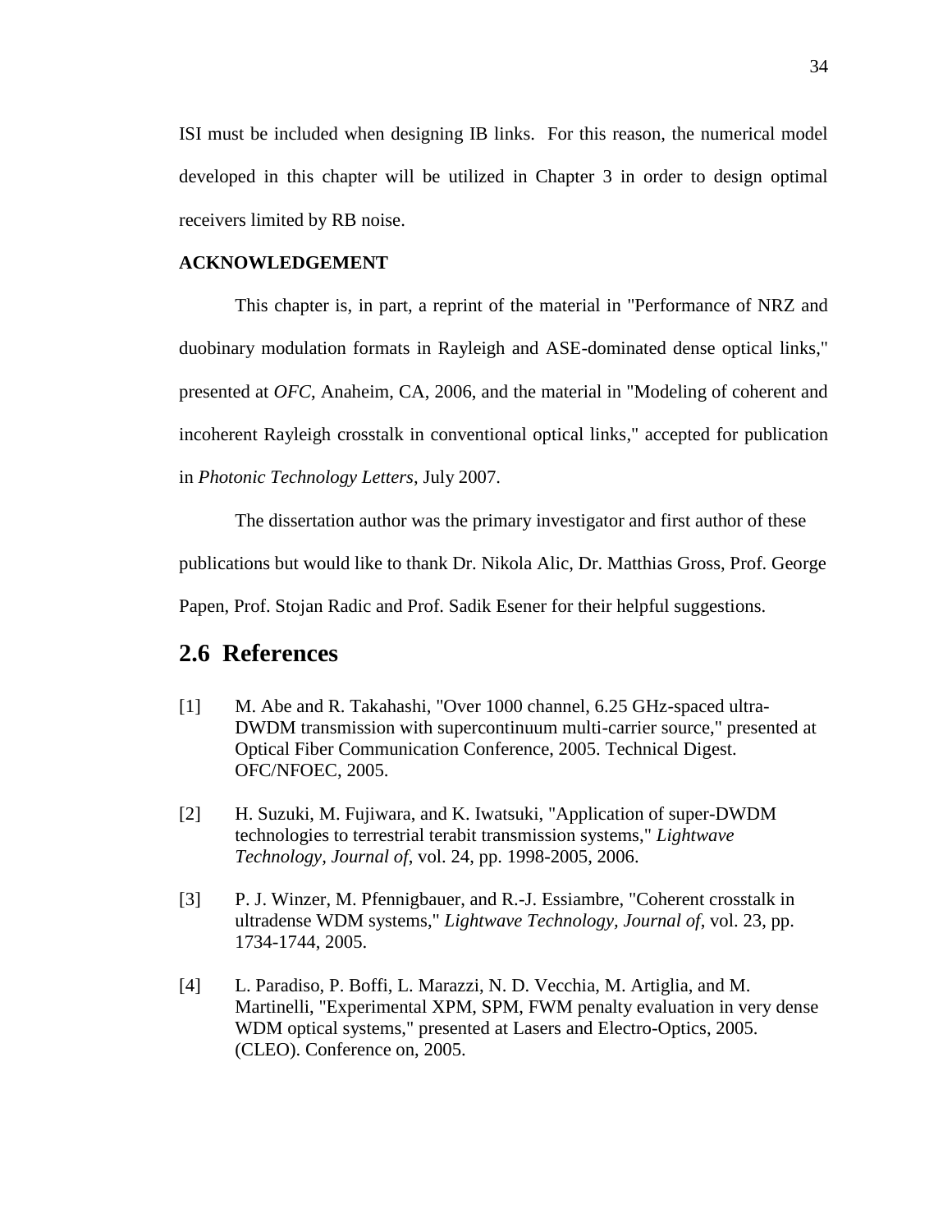ISI must be included when designing IB links. For this reason, the numerical model developed in this chapter will be utilized in Chapter 3 in order to design optimal receivers limited by RB noise.

**ACKNOWLEDGEMENT**

This chapter is, in part, a reprint of the material in "Performance of NRZ and duobinary modulation formats in Rayleigh and ASE-dominated dense optical links," presented at *OFC*, Anaheim, CA, 2006, and the material in "Modeling of coherent and incoherent Rayleigh crosstalk in conventional optical links," accepted for publication in *Photonic Technology Letters*, July 2007.

The dissertation author was the primary investigator and first author of these publications but would like to thank Dr. Nikola Alic, Dr. Matthias Gross, Prof. George Papen, Prof. Stojan Radic and Prof. Sadik Esener for their helpful suggestions.

## 2.6 References

[1] M. Abe and R. Takahashi, "Over 1000 channel, 6.25 GHz-spaced ultra-DWDM transmission with supercontinuum multi-carrier source," presented at Optical Fiber Communication Conference, 2005. Technical Digest. OFC/NFOEC, 2005.

[2] H. Suzuki, M. Fujiwara, and K. Iwatsuki, "Application of super-DWDM technologies to terrestrial terabit transmission systems," *Lightwave Technology, Journal of*, vol. 24, pp. 1998-2005, 2006.

[3] P. J. Winzer, M. Pfennigbauer, and R.-J. Essiambre, "Coherent crosstalk in ultradense WDM systems," *Lightwave Technology, Journal of*, vol. 23, pp. 1734-1744, 2005.

[4] L. Paradiso, P. Boffi, L. Marazzi, N. D. Vecchia, M. Artiglia, and M. Martinelli, "Experimental XPM, SPM, FWM penalty evaluation in very dense WDM optical systems," presented at Lasers and Electro-Optics, 2005. (CLEO). Conference on, 2005.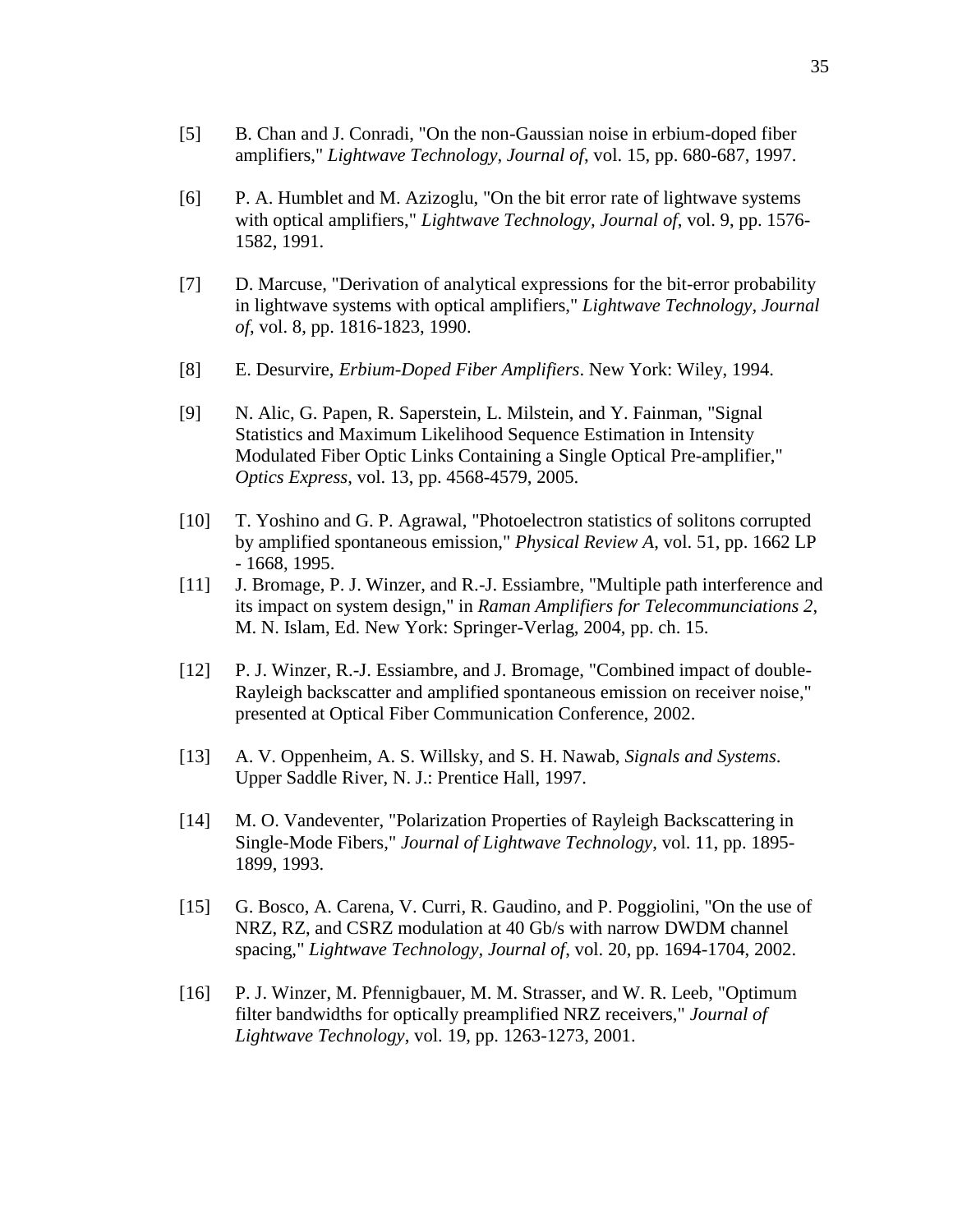[5] B. Chan and J. Conradi, "On the non-Gaussian noise in erbium-doped fiber amplifiers," *Lightwave Technology, Journal of*, vol. 15, pp. 680-687, 1997.

[6] P. A. Humblet and M. Azizoglu, "On the bit error rate of lightwave systems with optical amplifiers," *Lightwave Technology, Journal of*, vol. 9, pp. 1576-1582, 1991.

[7] D. Marcuse, "Derivation of analytical expressions for the bit-error probability in lightwave systems with optical amplifiers," *Lightwave Technology, Journal of*, vol. 8, pp. 1816-1823, 1990.

[8] E. Desurvire, *Erbium-Doped Fiber Amplifiers*. New York: Wiley, 1994.

[9] N. Alic, G. Papen, R. Saperstein, L. Milstein, and Y. Fainman, "Signal Statistics and Maximum Likelihood Sequence Estimation in Intensity Modulated Fiber Optic Links Containing a Single Optical Pre-amplifier," *Optics Express*, vol. 13, pp. 4568-4579, 2005.

[10] T. Yoshino and G. P. Agrawal, "Photoelectron statistics of solitons corrupted by amplified spontaneous emission," *Physical Review A*, vol. 51, pp. 1662 LP - 1668, 1995.

[11] J. Bromage, P. J. Winzer, and R.-J. Essiambre, "Multiple path interference and its impact on system design," in *Raman Amplifiers for Telecommunciations 2*, M. N. Islam, Ed. New York: Springer-Verlag, 2004, pp. ch. 15.

[12] P. J. Winzer, R.-J. Essiambre, and J. Bromage, "Combined impact of double-Rayleigh backscatter and amplified spontaneous emission on receiver noise," presented at Optical Fiber Communication Conference, 2002.

[13] A. V. Oppenheim, A. S. Willsky, and S. H. Nawab, *Signals and Systems*. Upper Saddle River, N. J.: Prentice Hall, 1997.

[14] M. O. Vandeventer, "Polarization Properties of Rayleigh Backscattering in Single-Mode Fibers," *Journal of Lightwave Technology*, vol. 11, pp. 1895-1899, 1993.

[15] G. Bosco, A. Carena, V. Curri, R. Gaudino, and P. Poggiolini, "On the use of NRZ, RZ, and CSRZ modulation at 40 Gb/s with narrow DWDM channel spacing," *Lightwave Technology, Journal of*, vol. 20, pp. 1694-1704, 2002.

[16] P. J. Winzer, M. Pfennigbauer, M. M. Strasser, and W. R. Leeb, "Optimum filter bandwidths for optically preamplified NRZ receivers," *Journal of Lightwave Technology*, vol. 19, pp. 1263-1273, 2001.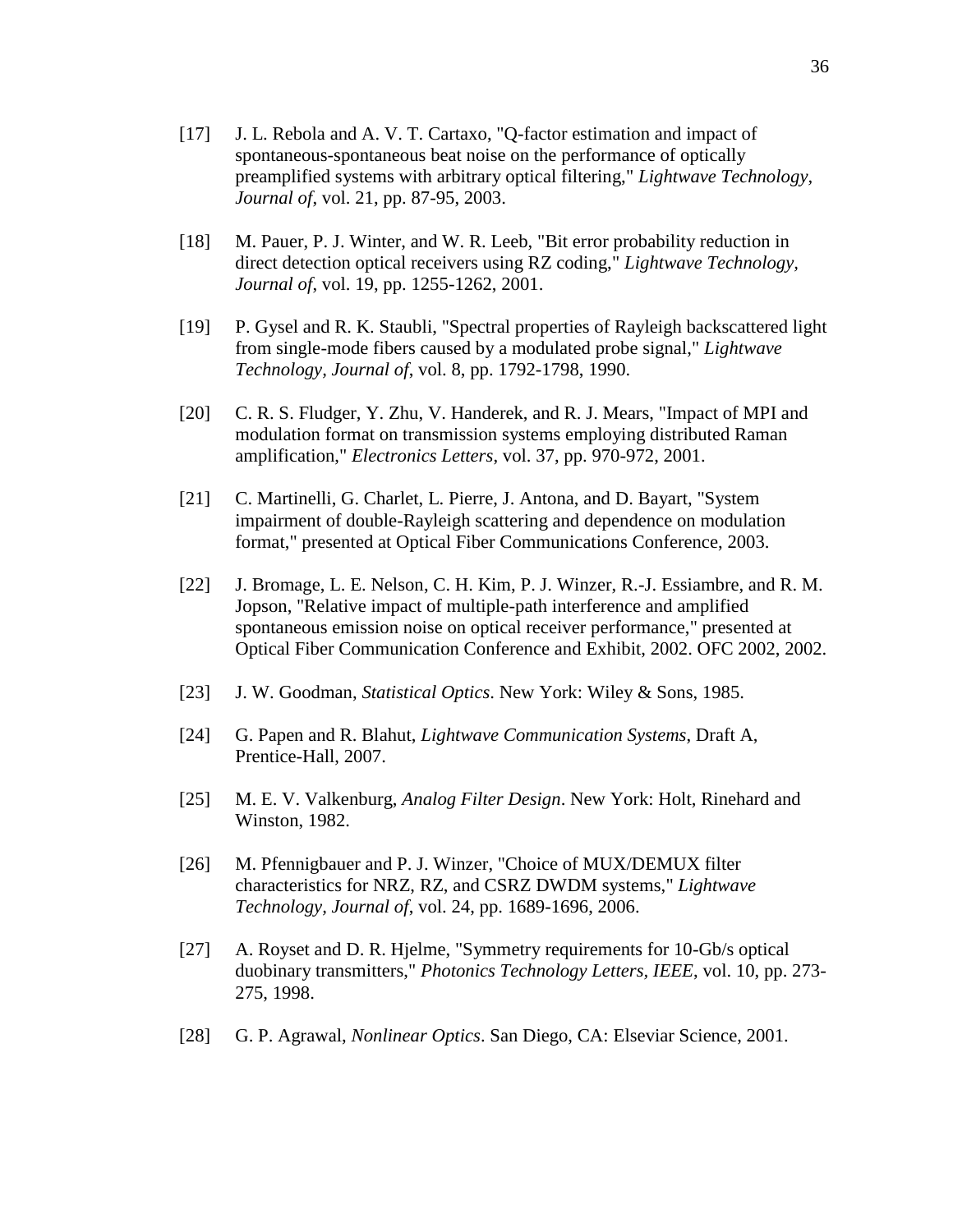[17] J. L. Rebola and A. V. T. Cartaxo, "Q-factor estimation and impact of spontaneous-spontaneous beat noise on the performance of optically preamplified systems with arbitrary optical filtering," *Lightwave Technology, Journal of*, vol. 21, pp. 87-95, 2003.

[18] M. Pauer, P. J. Winter, and W. R. Leeb, "Bit error probability reduction in direct detection optical receivers using RZ coding," *Lightwave Technology, Journal of*, vol. 19, pp. 1255-1262, 2001.

[19] P. Gysel and R. K. Staubli, "Spectral properties of Rayleigh backscattered light from single-mode fibers caused by a modulated probe signal," *Lightwave Technology, Journal of*, vol. 8, pp. 1792-1798, 1990.

[20] C. R. S. Fludger, Y. Zhu, V. Handerek, and R. J. Mears, "Impact of MPI and modulation format on transmission systems employing distributed Raman amplification," *Electronics Letters*, vol. 37, pp. 970-972, 2001.

[21] C. Martinelli, G. Charlet, L. Pierre, J. Antona, and D. Bayart, "System impairment of double-Rayleigh scattering and dependence on modulation format," presented at Optical Fiber Communications Conference, 2003.

[22] J. Bromage, L. E. Nelson, C. H. Kim, P. J. Winzer, R.-J. Essiambre, and R. M. Jopson, "Relative impact of multiple-path interference and amplified spontaneous emission noise on optical receiver performance," presented at Optical Fiber Communication Conference and Exhibit, 2002. OFC 2002, 2002.

[23] J. W. Goodman, *Statistical Optics*. New York: Wiley & Sons, 1985.

[24] G. Papen and R. Blahut, *Lightwave Communication Systems*, Draft A, Prentice-Hall, 2007.

[25] M. E. V. Valkenburg, *Analog Filter Design*. New York: Holt, Rinehard and Winston, 1982.

[26] M. Pfennigbauer and P. J. Winzer, "Choice of MUX/DEMUX filter characteristics for NRZ, RZ, and CSRZ DWDM systems," *Lightwave Technology, Journal of*, vol. 24, pp. 1689-1696, 2006.

[27] A. Royset and D. R. Hjelme, "Symmetry requirements for 10-Gb/s optical duobinary transmitters," *Photonics Technology Letters, IEEE*, vol. 10, pp. 273-275, 1998.

[28] G. P. Agrawal, *Nonlinear Optics*. San Diego, CA: Elseviar Science, 2001.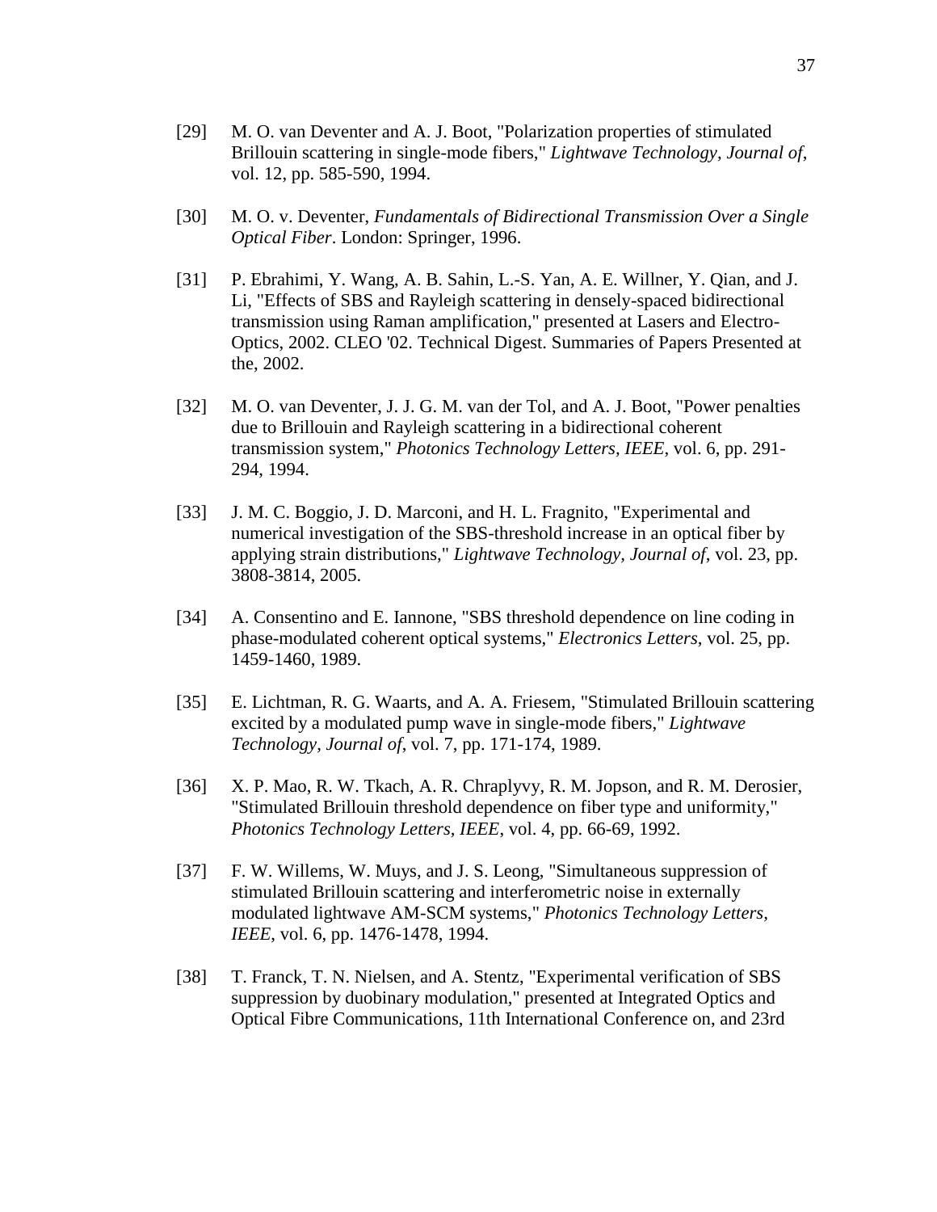[29] M. O. van Deventer and A. J. Boot, "Polarization properties of stimulated Brillouin scattering in single-mode fibers," *Lightwave Technology, Journal of*, vol. 12, pp. 585-590, 1994.

[30] M. O. v. Deventer, *Fundamentals of Bidirectional Transmission Over a Single Optical Fiber*. London: Springer, 1996.

[31] P. Ebrahimi, Y. Wang, A. B. Sahin, L.-S. Yan, A. E. Willner, Y. Qian, and J. Li, "Effects of SBS and Rayleigh scattering in densely-spaced bidirectional transmission using Raman amplification," presented at Lasers and Electro-Optics, 2002. CLEO '02. Technical Digest. Summaries of Papers Presented at the, 2002.

[32] M. O. van Deventer, J. J. G. M. van der Tol, and A. J. Boot, "Power penalties due to Brillouin and Rayleigh scattering in a bidirectional coherent transmission system," *Photonics Technology Letters, IEEE*, vol. 6, pp. 291-294, 1994.

[33] J. M. C. Boggio, J. D. Marconi, and H. L. Fragnito, "Experimental and numerical investigation of the SBS-threshold increase in an optical fiber by applying strain distributions," *Lightwave Technology, Journal of*, vol. 23, pp. 3808-3814, 2005.

[34] A. Consentino and E. Iannone, "SBS threshold dependence on line coding in phase-modulated coherent optical systems," *Electronics Letters*, vol. 25, pp. 1459-1460, 1989.

[35] E. Lichtman, R. G. Waarts, and A. A. Friesem, "Stimulated Brillouin scattering excited by a modulated pump wave in single-mode fibers," *Lightwave Technology, Journal of*, vol. 7, pp. 171-174, 1989.

[36] X. P. Mao, R. W. Tkach, A. R. Chraplyvy, R. M. Jopson, and R. M. Derosier, "Stimulated Brillouin threshold dependence on fiber type and uniformity," *Photonics Technology Letters, IEEE*, vol. 4, pp. 66-69, 1992.

[37] F. W. Willems, W. Muys, and J. S. Leong, "Simultaneous suppression of stimulated Brillouin scattering and interferometric noise in externally modulated lightwave AM-SCM systems," *Photonics Technology Letters, IEEE*, vol. 6, pp. 1476-1478, 1994.

[38] T. Franck, T. N. Nielsen, and A. Stentz, "Experimental verification of SBS suppression by duobinary modulation," presented at Integrated Optics and Optical Fibre Communications, 11th International Conference on, and 23rd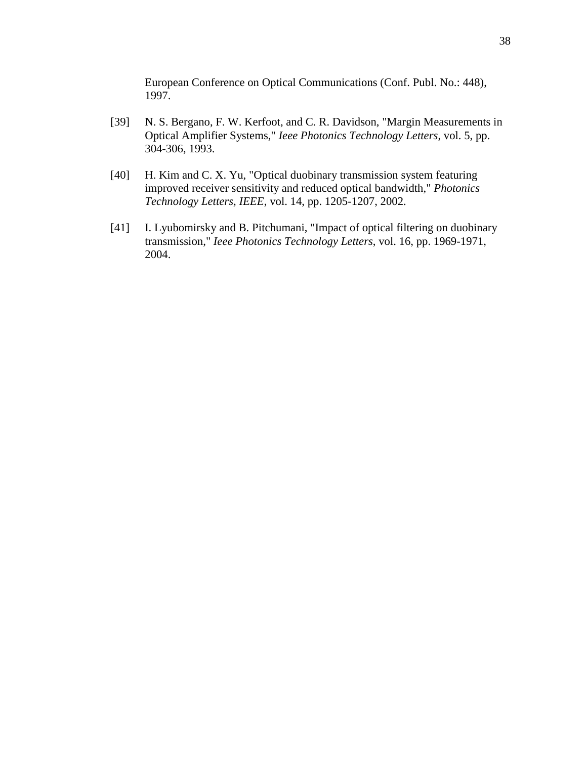European Conference on Optical Communications (Conf. Publl. No.: 448), 1997.

[39] N. S. Bergano, F. W. Kerfoot, and C. R. Davidson, "Margin Measurements in Optical Amplifier Systems," *Ieee Photonics Technology Letters*, vol. 5, pp. 304-306, 1993.

[40] H. Kim and C. X. Yu, "Optical duobinary transmission system featuring improved receiver sensitivity and reduced optical bandwidth," *Photonics Technology Letters, IEEE*, vol. 14, pp. 1205-1207, 2002.

[41] I. Lyubomirsky and B. Pitchumani, "Impact of optical filtering on duobinary transmission," *Ieee Photonics Technology Letters*, vol. 16, pp. 1969-1971, 2004.